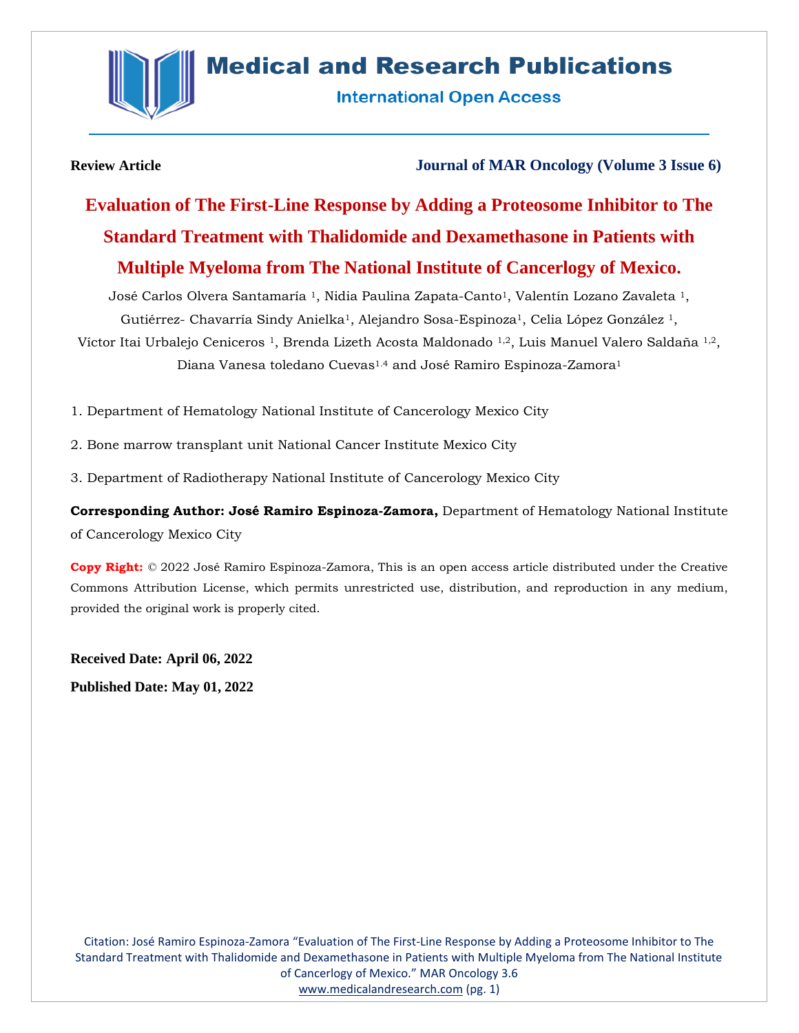**Review Article**

**Journal of MAR Oncology (Volume 3 Issue 6)**

# Evaluation of The First-Line Response by Adding a Proteosome Inhibitor to The Standard Treatment with Thalidomide and Dexamethasone in Patients with Multiple Myeloma from The National Institute of Cancerlogy of Mexico.

José Carlos Olvera Santamaría [1], Nidia Paulina Zapata-Canto[1], Valentín Lozano Zavaleta [1], Gutiérrez- Chavarría Sindy Anielka[1], Alejandro Sosa-Espinoza[1], Celia López González [1], Víctor Itai Urbalejo Ceniceros [1], Brenda Lizeth Acosta Maldonado [1,2], Luis Manuel Valero Saldaña [1,2], Diana Vanesa toledano Cuevas[1.4] and José Ramiro Espinoza-Zamora[1]

1. Department of Hematology National Institute of Cancerology Mexico City
2. Bone marrow transplant unit National Cancer Institute Mexico City
3. Department of Radiotherapy National Institute of Cancerology Mexico City

**Corresponding Author: José Ramiro Espinoza-Zamora,** Department of Hematology National Institute of Cancerology Mexico City

**Copy Right:** © 2022 José Ramiro Espinoza-Zamora, This is an open access article distributed under the Creative Commons Attribution License, which permits unrestricted use, distribution, and reproduction in any medium, provided the original work is properly cited.

**Received Date: April 06, 2022**

**Published Date: May 01, 2022**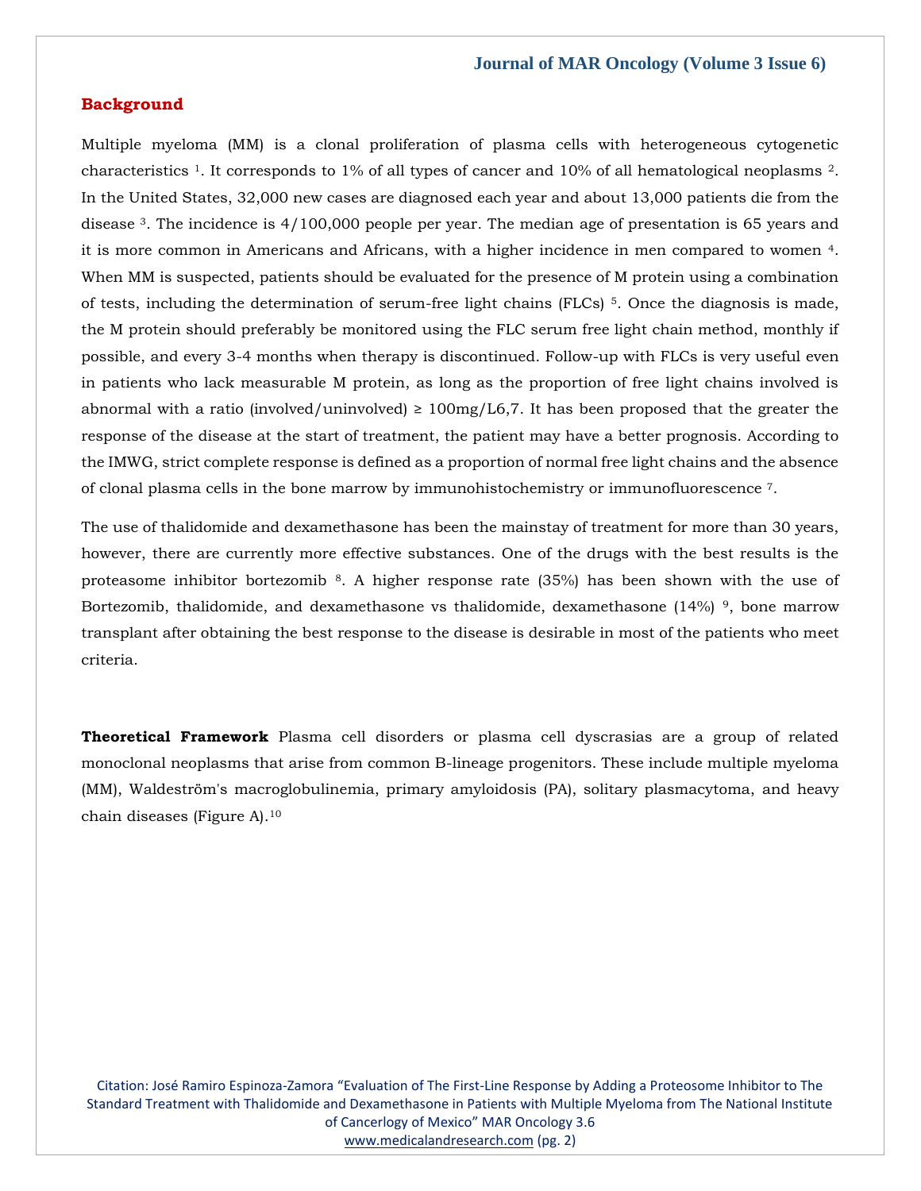## Background

Multiple myeloma (MM) is a clonal proliferation of plasma cells with heterogeneous cytogenetic characteristics [1]. It corresponds to 1% of all types of cancer and 10% of all hematological neoplasms [2]. In the United States, 32,000 new cases are diagnosed each year and about 13,000 patients die from the disease [3]. The incidence is 4/100,000 people per year. The median age of presentation is 65 years and it is more common in Americans and Africans, with a higher incidence in men compared to women [4]. When MM is suspected, patients should be evaluated for the presence of M protein using a combination of tests, including the determination of serum-free light chains (FLCs) [5]. Once the diagnosis is made, the M protein should preferably be monitored using the FLC serum free light chain method, monthly if possible, and every 3-4 months when therapy is discontinued. Follow-up with FLCs is very useful even in patients who lack measurable M protein, as long as the proportion of free light chains involved is abnormal with a ratio (involved/uninvolved) ≥ 100mg/L6,7. It has been proposed that the greater the response of the disease at the start of treatment, the patient may have a better prognosis. According to the IMWG, strict complete response is defined as a proportion of normal free light chains and the absence of clonal plasma cells in the bone marrow by immunohistochemistry or immunofluorescence [7].

The use of thalidomide and dexamethasone has been the mainstay of treatment for more than 30 years, however, there are currently more effective substances. One of the drugs with the best results is the proteasome inhibitor bortezomib [8]. A higher response rate (35%) has been shown with the use of Bortezomib, thalidomide, and dexamethasone vs thalidomide, dexamethasone (14%) [9], bone marrow transplant after obtaining the best response to the disease is desirable in most of the patients who meet criteria.

**Theoretical Framework** Plasma cell disorders or plasma cell dyscrasias are a group of related monoclonal neoplasms that arise from common B-lineage progenitors. These include multiple myeloma (MM), Waldeström's macroglobulinemia, primary amyloidosis (PA), solitary plasmacytoma, and heavy chain diseases (Figure A).[10]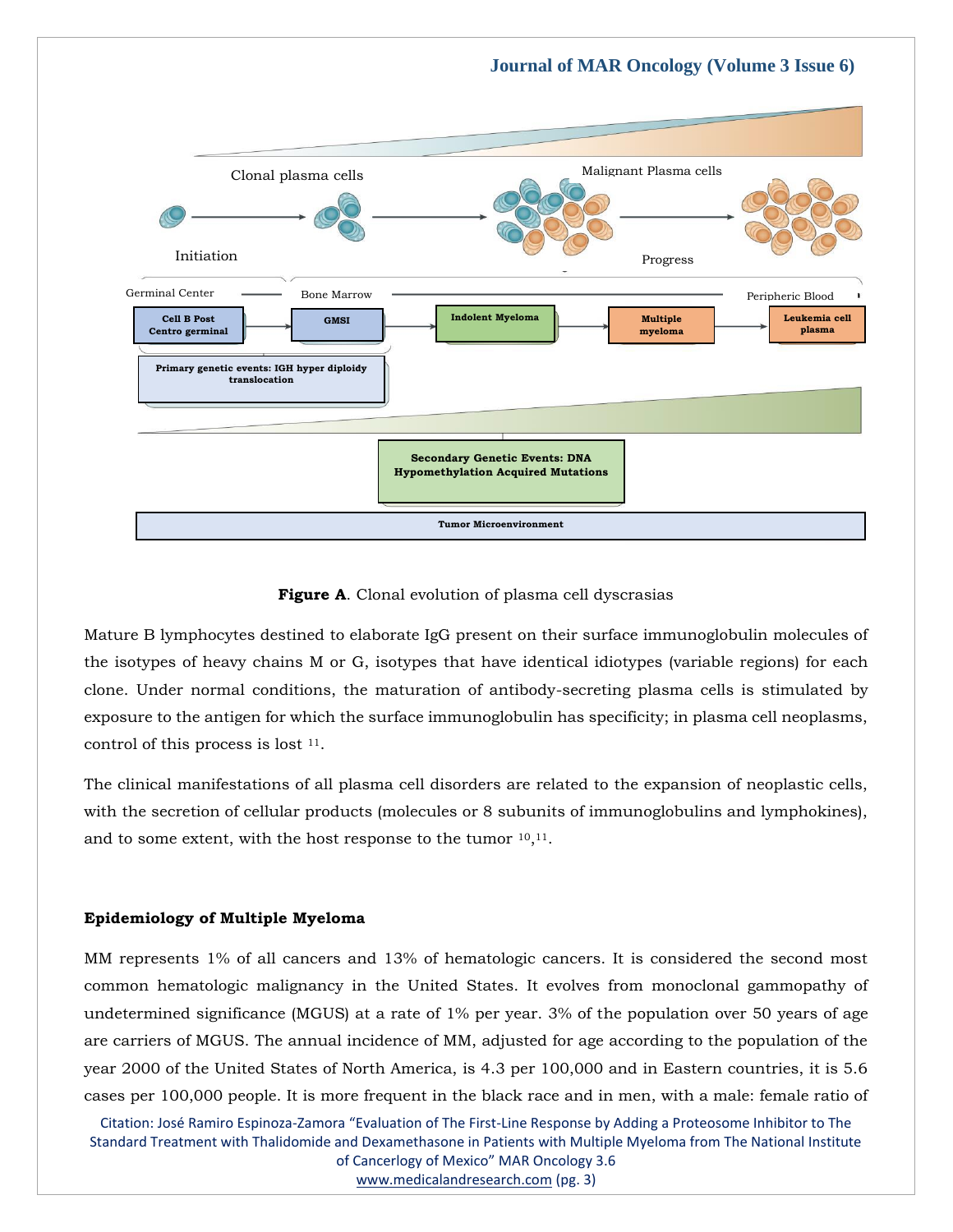**Figure A**. Clonal evolution of plasma cell dyscrasias

Mature B lymphocytes destined to elaborate IgG present on their surface immunoglobulin molecules of the isotypes of heavy chains M or G, isotypes that have identical idiotypes (variable regions) for each clone. Under normal conditions, the maturation of antibody-secreting plasma cells is stimulated by exposure to the antigen for which the surface immunoglobulin has specificity; in plasma cell neoplasms, control of this process is lost [11].

The clinical manifestations of all plasma cell disorders are related to the expansion of neoplastic cells, with the secretion of cellular products (molecules or 8 subunits of immunoglobulins and lymphokines), and to some extent, with the host response to the tumor [10],[11].

**Epidemiology of Multiple Myeloma**

MM represents 1% of all cancers and 13% of hematologic cancers. It is considered the second most common hematologic malignancy in the United States. It evolves from monoclonal gammopathy of undetermined significance (MGUS) at a rate of 1% per year. 3% of the population over 50 years of age are carriers of MGUS. The annual incidence of MM, adjusted for age according to the population of the year 2000 of the United States of North America, is 4.3 per 100,000 and in Eastern countries, it is 5.6 cases per 100,000 people. It is more frequent in the black race and in men, with a male: female ratio of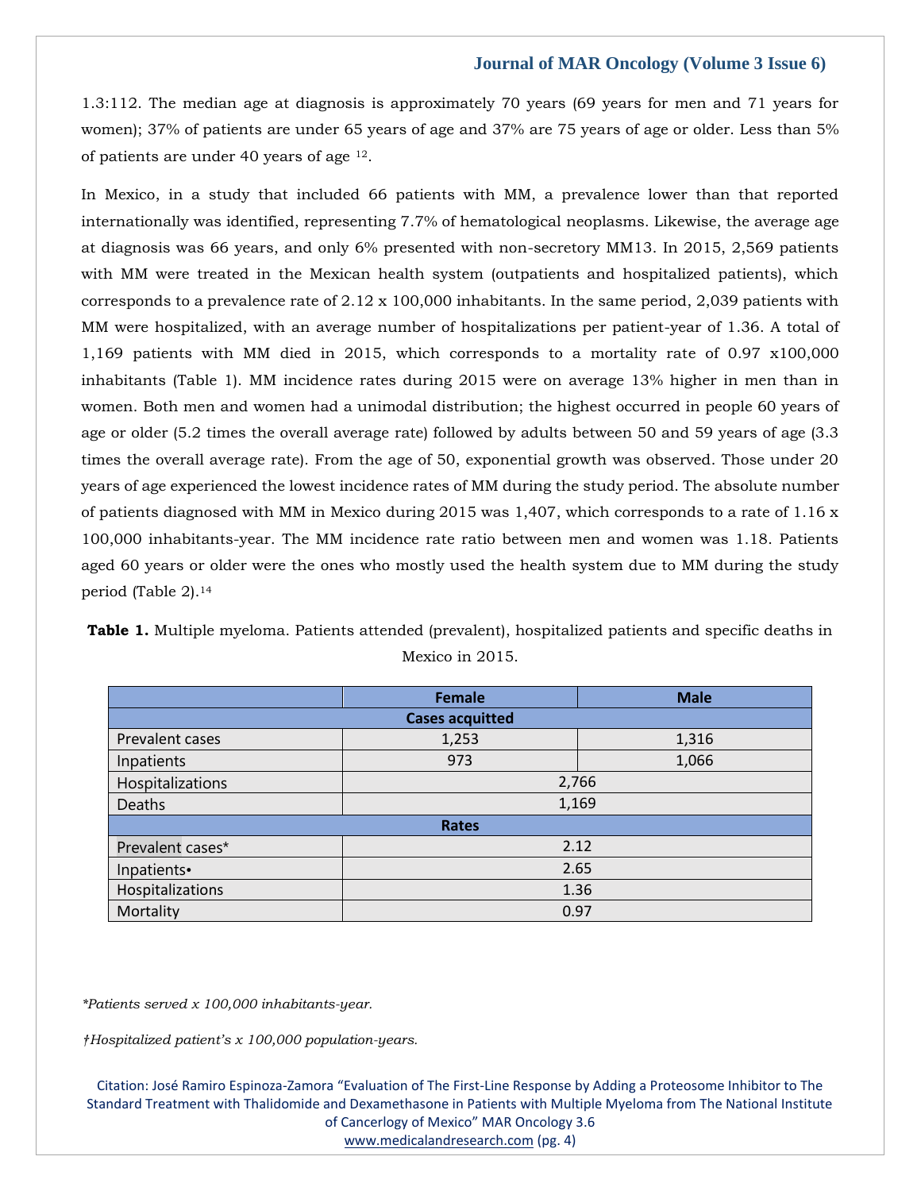1.3:112. The median age at diagnosis is approximately 70 years (69 years for men and 71 years for women); 37% of patients are under 65 years of age and 37% are 75 years of age or older. Less than 5% of patients are under 40 years of age [12].

In Mexico, in a study that included 66 patients with MM, a prevalence lower than that reported internationally was identified, representing 7.7% of hematological neoplasms. Likewise, the average age at diagnosis was 66 years, and only 6% presented with non-secretory MM13. In 2015, 2,569 patients with MM were treated in the Mexican health system (outpatients and hospitalized patients), which corresponds to a prevalence rate of 2.12 x 100,000 inhabitants. In the same period, 2,039 patients with MM were hospitalized, with an average number of hospitalizations per patient-year of 1.36. A total of 1,169 patients with MM died in 2015, which corresponds to a mortality rate of 0.97 x100,000 inhabitants (Table 1). MM incidence rates during 2015 were on average 13% higher in men than in women. Both men and women had a unimodal distribution; the highest occurred in people 60 years of age or older (5.2 times the overall average rate) followed by adults between 50 and 59 years of age (3.3 times the overall average rate). From the age of 50, exponential growth was observed. Those under 20 years of age experienced the lowest incidence rates of MM during the study period. The absolute number of patients diagnosed with MM in Mexico during 2015 was 1,407, which corresponds to a rate of 1.16 x 100,000 inhabitants-year. The MM incidence rate ratio between men and women was 1.18. Patients aged 60 years or older were the ones who mostly used the health system due to MM during the study period (Table 2).[14]

**Table 1.** Multiple myeloma. Patients attended (prevalent), hospitalized patients and specific deaths in Mexico in 2015.

| | Female | Male |
|---|---|---|
| **Cases acquitted** | | |
| Prevalent cases | 1,253 | 1,316 |
| Inpatients | 973 | 1,066 |
| Hospitalizations | 2,766 | |
| Deaths | 1,169 | |
| **Rates** | | |
| Prevalent cases* | 2.12 | |
| Inpatients• | 2.65 | |
| Hospitalizations | 1.36 | |
| Mortality | 0.97 | |

*\*Patients served x 100,000 inhabitants-year.*

*†Hospitalized patient's x 100,000 population-years.*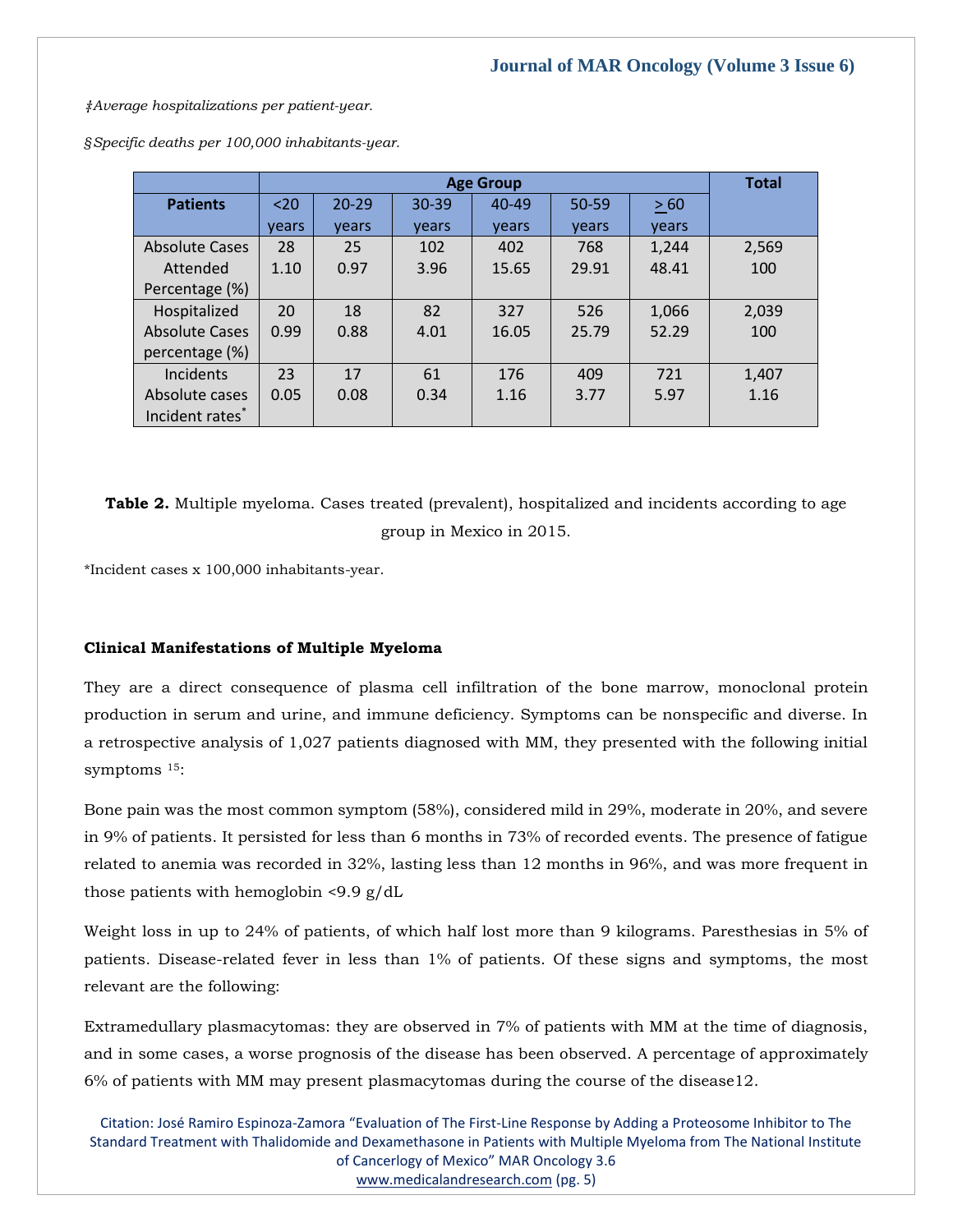‡Average hospitalizations per patient-year.

§Specific deaths per 100,000 inhabitants-year.

| Patients | Age Group | | | | | | Total |
|---|---|---|---|---|---|---|---|
| | <20 years | 20-29 years | 30-39 years | 40-49 years | 50-59 years | ≥ 60 years | |
| Absolute Cases Attended | 28 | 25 | 102 | 402 | 768 | 1,244 | 2,569 |
| Percentage (%) | 1.10 | 0.97 | 3.96 | 15.65 | 29.91 | 48.41 | 100 |
| Hospitalized Absolute Cases | 20 | 18 | 82 | 327 | 526 | 1,066 | 2,039 |
| percentage (%) | 0.99 | 0.88 | 4.01 | 16.05 | 25.79 | 52.29 | 100 |
| Incidents Absolute cases | 23 | 17 | 61 | 176 | 409 | 721 | 1,407 |
| Incident rates* | 0.05 | 0.08 | 0.34 | 1.16 | 3.77 | 5.97 | 1.16 |

**Table 2.** Multiple myeloma. Cases treated (prevalent), hospitalized and incidents according to age group in Mexico in 2015.

*Incident cases x 100,000 inhabitants-year.

**Clinical Manifestations of Multiple Myeloma**

They are a direct consequence of plasma cell infiltration of the bone marrow, monoclonal protein production in serum and urine, and immune deficiency. Symptoms can be nonspecific and diverse. In a retrospective analysis of 1,027 patients diagnosed with MM, they presented with the following initial symptoms [15]:

Bone pain was the most common symptom (58%), considered mild in 29%, moderate in 20%, and severe in 9% of patients. It persisted for less than 6 months in 73% of recorded events. The presence of fatigue related to anemia was recorded in 32%, lasting less than 12 months in 96%, and was more frequent in those patients with hemoglobin <9.9 g/dL

Weight loss in up to 24% of patients, of which half lost more than 9 kilograms. Paresthesias in 5% of patients. Disease-related fever in less than 1% of patients. Of these signs and symptoms, the most relevant are the following:

Extramedullary plasmacytomas: they are observed in 7% of patients with MM at the time of diagnosis, and in some cases, a worse prognosis of the disease has been observed. A percentage of approximately 6% of patients with MM may present plasmacytomas during the course of the disease12.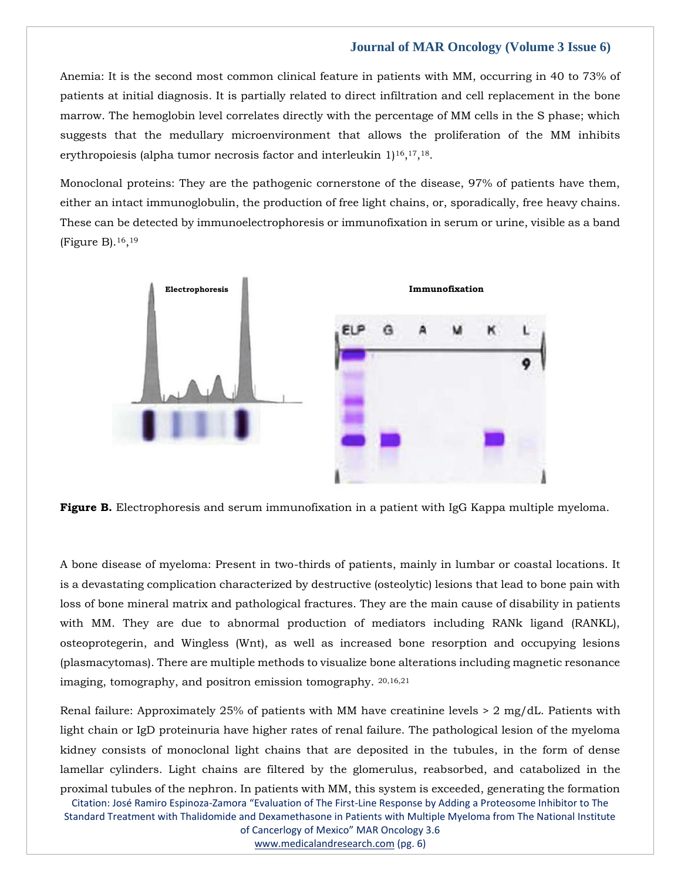Anemia: It is the second most common clinical feature in patients with MM, occurring in 40 to 73% of patients at initial diagnosis. It is partially related to direct infiltration and cell replacement in the bone marrow. The hemoglobin level correlates directly with the percentage of MM cells in the S phase; which suggests that the medullary microenvironment that allows the proliferation of the MM inhibits erythropoiesis (alpha tumor necrosis factor and interleukin 1)[16],[17],[18].

Monoclonal proteins: They are the pathogenic cornerstone of the disease, 97% of patients have them, either an intact immunoglobulin, the production of free light chains, or, sporadically, free heavy chains. These can be detected by immunoelectrophoresis or immunofixation in serum or urine, visible as a band (Figure B).[16],[19]

**Figure B.** Electrophoresis and serum immunofixation in a patient with IgG Kappa multiple myeloma.

A bone disease of myeloma: Present in two-thirds of patients, mainly in lumbar or coastal locations. It is a devastating complication characterized by destructive (osteolytic) lesions that lead to bone pain with loss of bone mineral matrix and pathological fractures. They are the main cause of disability in patients with MM. They are due to abnormal production of mediators including RANk ligand (RANKL), osteoprotegerin, and Wingless (Wnt), as well as increased bone resorption and occupying lesions (plasmacytomas). There are multiple methods to visualize bone alterations including magnetic resonance imaging, tomography, and positron emission tomography. [20,16,21]

Renal failure: Approximately 25% of patients with MM have creatinine levels > 2 mg/dL. Patients with light chain or IgD proteinuria have higher rates of renal failure. The pathological lesion of the myeloma kidney consists of monoclonal light chains that are deposited in the tubules, in the form of dense lamellar cylinders. Light chains are filtered by the glomerulus, reabsorbed, and catabolized in the proximal tubules of the nephron. In patients with MM, this system is exceeded, generating the formation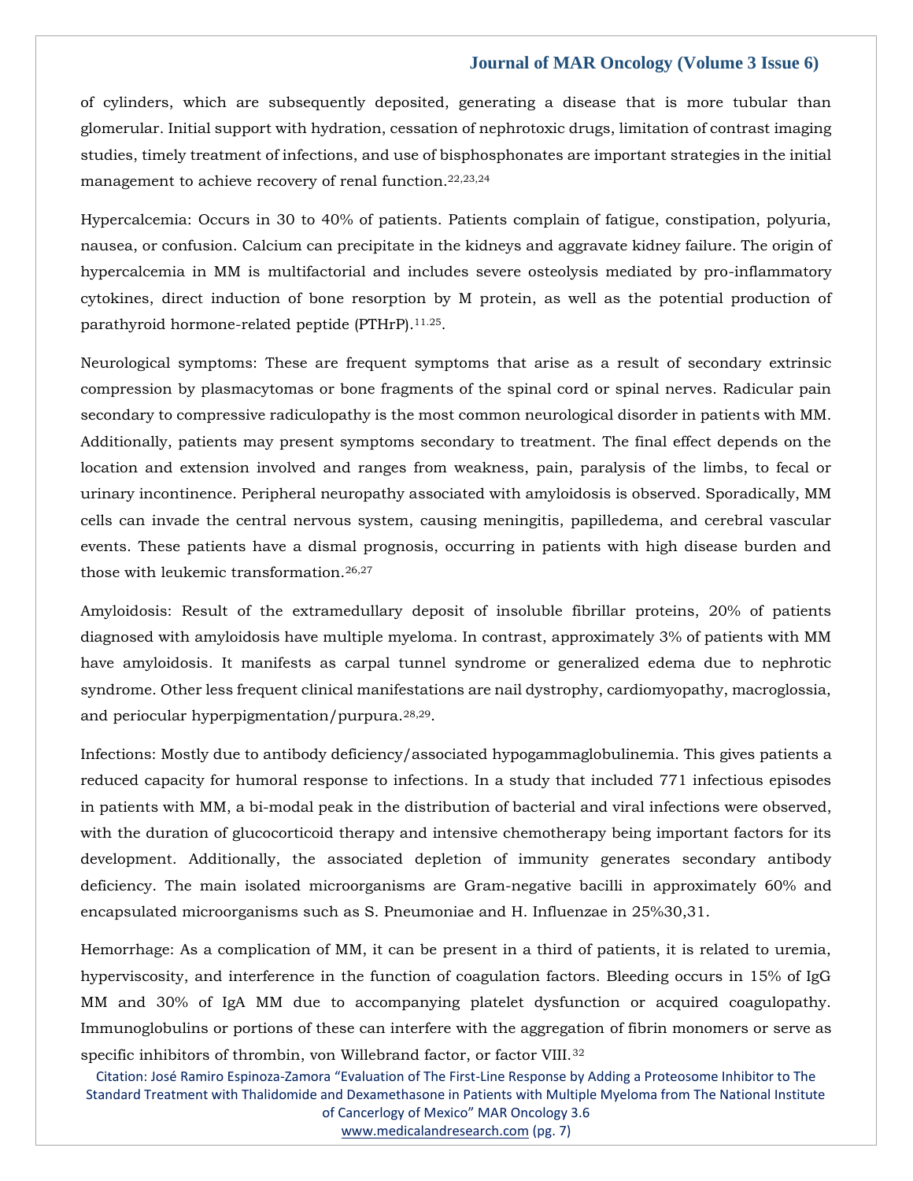of cylinders, which are subsequently deposited, generating a disease that is more tubular than glomerular. Initial support with hydration, cessation of nephrotoxic drugs, limitation of contrast imaging studies, timely treatment of infections, and use of bisphosphonates are important strategies in the initial management to achieve recovery of renal function.[22,23,24]

Hypercalcemia: Occurs in 30 to 40% of patients. Patients complain of fatigue, constipation, polyuria, nausea, or confusion. Calcium can precipitate in the kidneys and aggravate kidney failure. The origin of hypercalcemia in MM is multifactorial and includes severe osteolysis mediated by pro-inflammatory cytokines, direct induction of bone resorption by M protein, as well as the potential production of parathyroid hormone-related peptide (PTHrP).[11.25].

Neurological symptoms: These are frequent symptoms that arise as a result of secondary extrinsic compression by plasmacytomas or bone fragments of the spinal cord or spinal nerves. Radicular pain secondary to compressive radiculopathy is the most common neurological disorder in patients with MM. Additionally, patients may present symptoms secondary to treatment. The final effect depends on the location and extension involved and ranges from weakness, pain, paralysis of the limbs, to fecal or urinary incontinence. Peripheral neuropathy associated with amyloidosis is observed. Sporadically, MM cells can invade the central nervous system, causing meningitis, papilledema, and cerebral vascular events. These patients have a dismal prognosis, occurring in patients with high disease burden and those with leukemic transformation.[26,27]

Amyloidosis: Result of the extramedullary deposit of insoluble fibrillar proteins, 20% of patients diagnosed with amyloidosis have multiple myeloma. In contrast, approximately 3% of patients with MM have amyloidosis. It manifests as carpal tunnel syndrome or generalized edema due to nephrotic syndrome. Other less frequent clinical manifestations are nail dystrophy, cardiomyopathy, macroglossia, and periocular hyperpigmentation/purpura.[28,29].

Infections: Mostly due to antibody deficiency/associated hypogammaglobulinemia. This gives patients a reduced capacity for humoral response to infections. In a study that included 771 infectious episodes in patients with MM, a bi-modal peak in the distribution of bacterial and viral infections were observed, with the duration of glucocorticoid therapy and intensive chemotherapy being important factors for its development. Additionally, the associated depletion of immunity generates secondary antibody deficiency. The main isolated microorganisms are Gram-negative bacilli in approximately 60% and encapsulated microorganisms such as S. Pneumoniae and H. Influenzae in 25%30,31.

Hemorrhage: As a complication of MM, it can be present in a third of patients, it is related to uremia, hyperviscosity, and interference in the function of coagulation factors. Bleeding occurs in 15% of IgG MM and 30% of IgA MM due to accompanying platelet dysfunction or acquired coagulopathy. Immunoglobulins or portions of these can interfere with the aggregation of fibrin monomers or serve as specific inhibitors of thrombin, von Willebrand factor, or factor VIII.[32]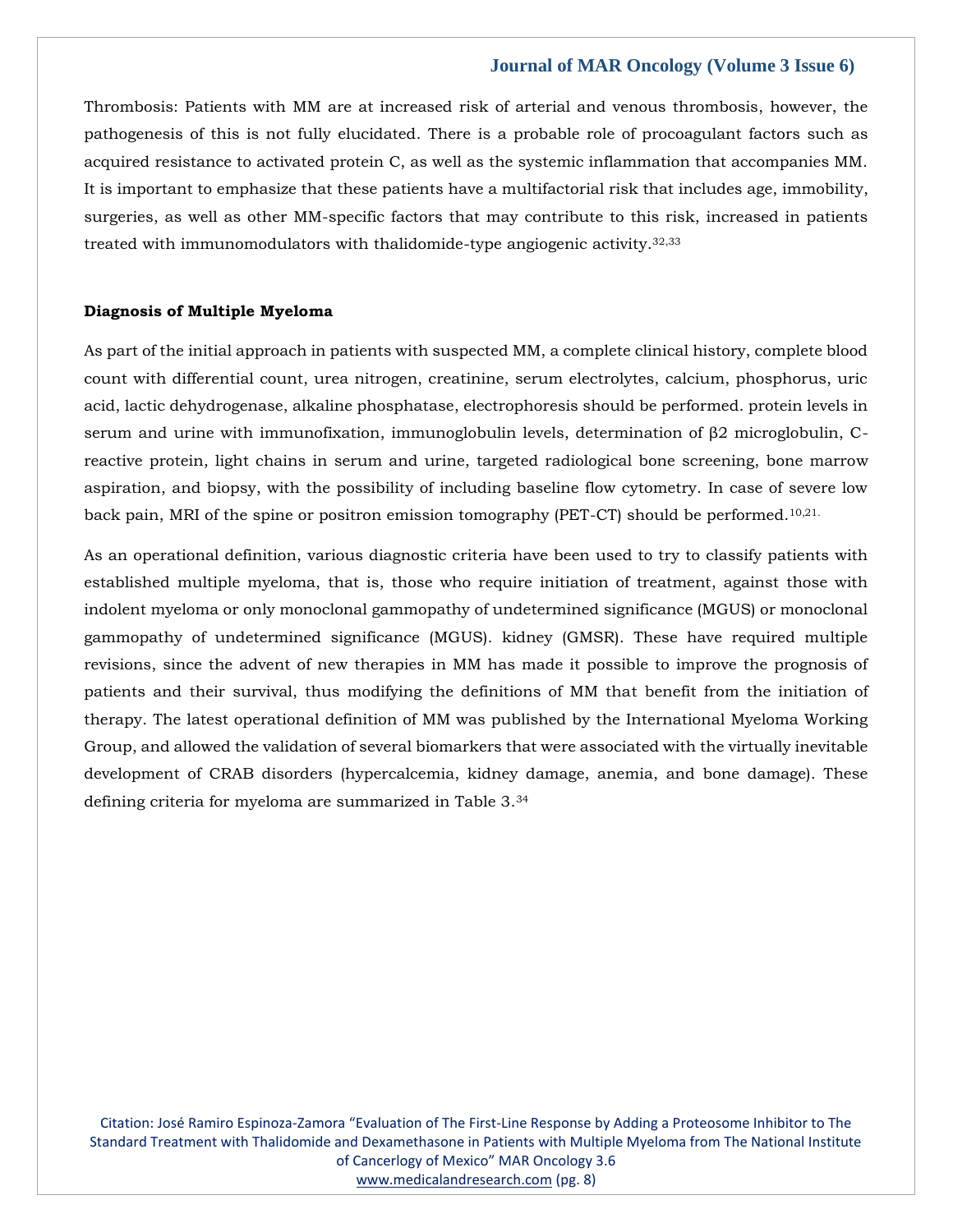Thrombosis: Patients with MM are at increased risk of arterial and venous thrombosis, however, the pathogenesis of this is not fully elucidated. There is a probable role of procoagulant factors such as acquired resistance to activated protein C, as well as the systemic inflammation that accompanies MM. It is important to emphasize that these patients have a multifactorial risk that includes age, immobility, surgeries, as well as other MM-specific factors that may contribute to this risk, increased in patients treated with immunomodulators with thalidomide-type angiogenic activity.[32,33]

## Diagnosis of Multiple Myeloma

As part of the initial approach in patients with suspected MM, a complete clinical history, complete blood count with differential count, urea nitrogen, creatinine, serum electrolytes, calcium, phosphorus, uric acid, lactic dehydrogenase, alkaline phosphatase, electrophoresis should be performed. protein levels in serum and urine with immunofixation, immunoglobulin levels, determination of β2 microglobulin, C-reactive protein, light chains in serum and urine, targeted radiological bone screening, bone marrow aspiration, and biopsy, with the possibility of including baseline flow cytometry. In case of severe low back pain, MRI of the spine or positron emission tomography (PET-CT) should be performed.[10,21.]

As an operational definition, various diagnostic criteria have been used to try to classify patients with established multiple myeloma, that is, those who require initiation of treatment, against those with indolent myeloma or only monoclonal gammopathy of undetermined significance (MGUS) or monoclonal gammopathy of undetermined significance (MGUS). kidney (GMSR). These have required multiple revisions, since the advent of new therapies in MM has made it possible to improve the prognosis of patients and their survival, thus modifying the definitions of MM that benefit from the initiation of therapy. The latest operational definition of MM was published by the International Myeloma Working Group, and allowed the validation of several biomarkers that were associated with the virtually inevitable development of CRAB disorders (hypercalcemia, kidney damage, anemia, and bone damage). These defining criteria for myeloma are summarized in Table 3.[34]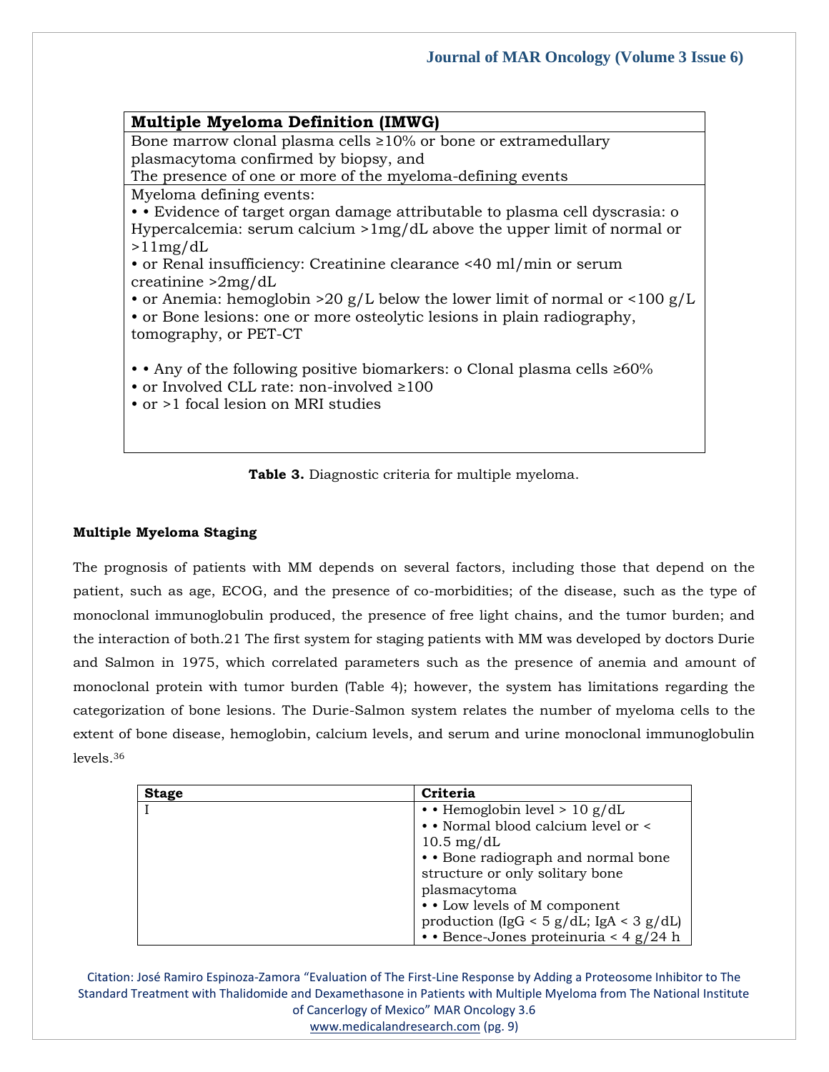| Multiple Myeloma Definition (IMWG) |
|---|
| Bone marrow clonal plasma cells ≥10% or bone or extramedullary plasmacytoma confirmed by biopsy, and<br>The presence of one or more of the myeloma-defining events |
| Myeloma defining events:<br>• • Evidence of target organ damage attributable to plasma cell dyscrasia: o Hypercalcemia: serum calcium >1mg/dL above the upper limit of normal or >11mg/dL<br>• or Renal insufficiency: Creatinine clearance <40 ml/min or serum creatinine >2mg/dL<br>• or Anemia: hemoglobin >20 g/L below the lower limit of normal or <100 g/L<br>• or Bone lesions: one or more osteolytic lesions in plain radiography, tomography, or PET-CT<br><br>• • Any of the following positive biomarkers: o Clonal plasma cells ≥60%<br>• or Involved CLL rate: non-involved ≥100<br>• or >1 focal lesion on MRI studies |

**Table 3.** Diagnostic criteria for multiple myeloma.

### Multiple Myeloma Staging

The prognosis of patients with MM depends on several factors, including those that depend on the patient, such as age, ECOG, and the presence of co-morbidities; of the disease, such as the type of monoclonal immunoglobulin produced, the presence of free light chains, and the tumor burden; and the interaction of both.21 The first system for staging patients with MM was developed by doctors Durie and Salmon in 1975, which correlated parameters such as the presence of anemia and amount of monoclonal protein with tumor burden (Table 4); however, the system has limitations regarding the categorization of bone lesions. The Durie-Salmon system relates the number of myeloma cells to the extent of bone disease, hemoglobin, calcium levels, and serum and urine monoclonal immunoglobulin levels.[36]

| Stage | Criteria |
|---|---|
| I | • • Hemoglobin level > 10 g/dL<br>• • Normal blood calcium level or < 10.5 mg/dL<br>• • Bone radiograph and normal bone structure or only solitary bone plasmacytoma<br>• • Low levels of M component production (IgG < 5 g/dL; IgA < 3 g/dL)<br>• • Bence-Jones proteinuria < 4 g/24 h |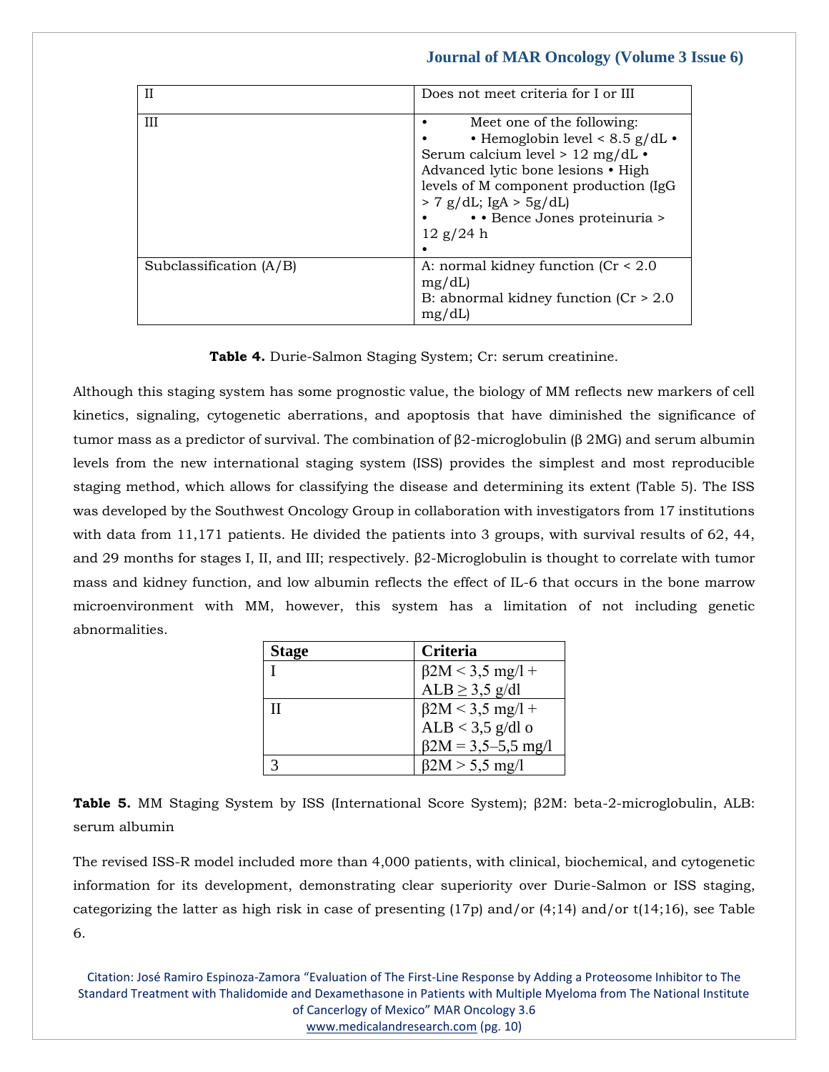| II | Does not meet criteria for I or III |
|---|---|
| III | • Meet one of the following: • • Hemoglobin level < 8.5 g/dL • Serum calcium level > 12 mg/dL • Advanced lytic bone lesions • High levels of M component production (IgG > 7 g/dL; IgA > 5g/dL) • • • Bence Jones proteinuria > 12 g/24 h • |
| Subclassification (A/B) | A: normal kidney function (Cr < 2.0 mg/dL) B: abnormal kidney function (Cr > 2.0 mg/dL) |

**Table 4.** Durie-Salmon Staging System; Cr: serum creatinine.

Although this staging system has some prognostic value, the biology of MM reflects new markers of cell kinetics, signaling, cytogenetic aberrations, and apoptosis that have diminished the significance of tumor mass as a predictor of survival. The combination of β2-microglobulin (β 2MG) and serum albumin levels from the new international staging system (ISS) provides the simplest and most reproducible staging method, which allows for classifying the disease and determining its extent (Table 5). The ISS was developed by the Southwest Oncology Group in collaboration with investigators from 17 institutions with data from 11,171 patients. He divided the patients into 3 groups, with survival results of 62, 44, and 29 months for stages I, II, and III; respectively. β2-Microglobulin is thought to correlate with tumor mass and kidney function, and low albumin reflects the effect of IL-6 that occurs in the bone marrow microenvironment with MM, however, this system has a limitation of not including genetic abnormalities.

| Stage | Criteria |
|---|---|
| I | β2M < 3,5 mg/l + ALB ≥ 3,5 g/dl |
| II | β2M < 3,5 mg/l + ALB < 3,5 g/dl o β2M = 3,5–5,5 mg/l |
| 3 | β2M > 5,5 mg/l |

**Table 5.** MM Staging System by ISS (International Score System); β2M: beta-2-microglobulin, ALB: serum albumin

The revised ISS-R model included more than 4,000 patients, with clinical, biochemical, and cytogenetic information for its development, demonstrating clear superiority over Durie-Salmon or ISS staging, categorizing the latter as high risk in case of presenting (17p) and/or (4;14) and/or t(14;16), see Table 6.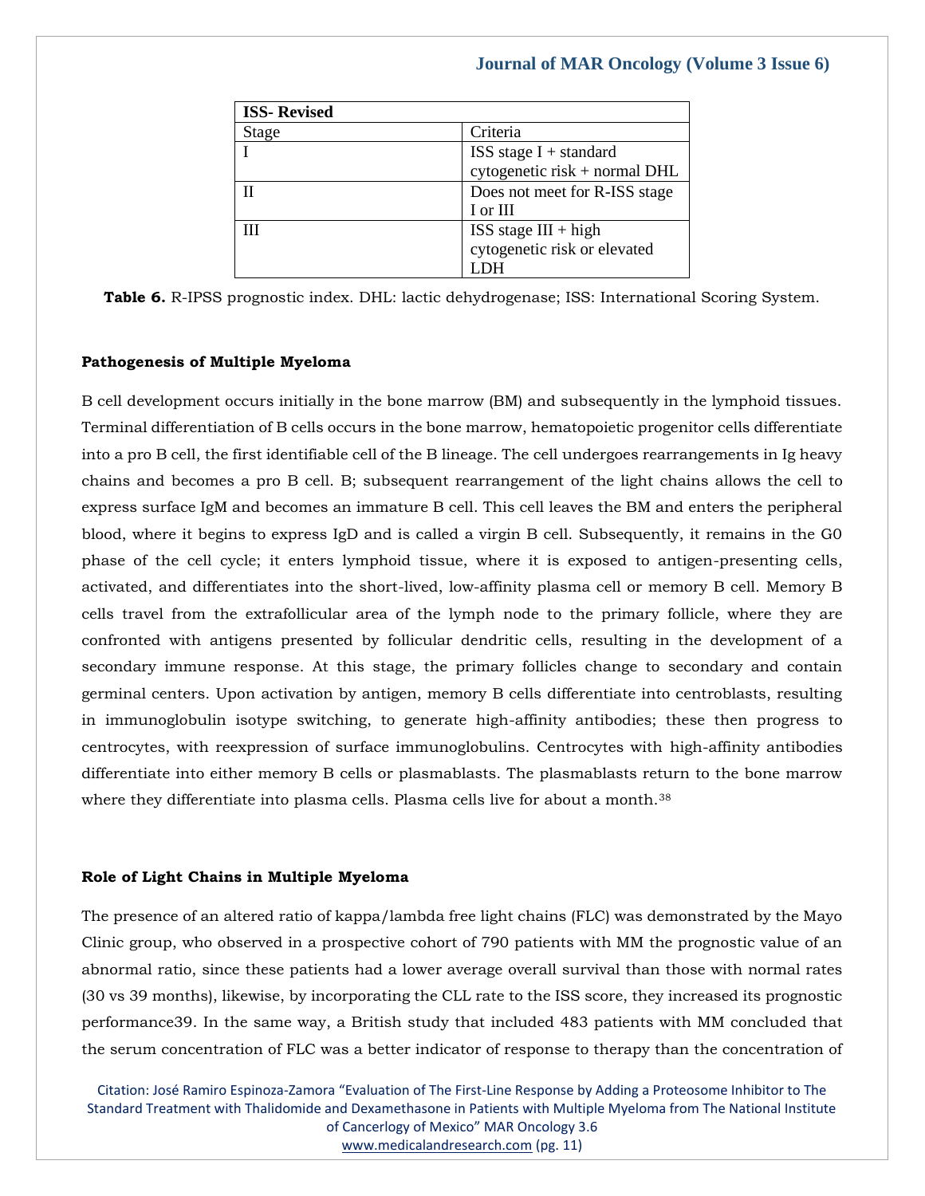| ISS- Revised | |
|---|---|
| Stage | Criteria |
| I | ISS stage I + standard cytogenetic risk + normal DHL |
| II | Does not meet for R-ISS stage I or III |
| III | ISS stage III + high cytogenetic risk or elevated LDH |

**Table 6.** R-IPSS prognostic index. DHL: lactic dehydrogenase; ISS: International Scoring System.

### Pathogenesis of Multiple Myeloma

B cell development occurs initially in the bone marrow (BM) and subsequently in the lymphoid tissues. Terminal differentiation of B cells occurs in the bone marrow, hematopoietic progenitor cells differentiate into a pro B cell, the first identifiable cell of the B lineage. The cell undergoes rearrangements in Ig heavy chains and becomes a pro B cell. B; subsequent rearrangement of the light chains allows the cell to express surface IgM and becomes an immature B cell. This cell leaves the BM and enters the peripheral blood, where it begins to express IgD and is called a virgin B cell. Subsequently, it remains in the G0 phase of the cell cycle; it enters lymphoid tissue, where it is exposed to antigen-presenting cells, activated, and differentiates into the short-lived, low-affinity plasma cell or memory B cell. Memory B cells travel from the extrafollicular area of the lymph node to the primary follicle, where they are confronted with antigens presented by follicular dendritic cells, resulting in the development of a secondary immune response. At this stage, the primary follicles change to secondary and contain germinal centers. Upon activation by antigen, memory B cells differentiate into centroblasts, resulting in immunoglobulin isotype switching, to generate high-affinity antibodies; these then progress to centrocytes, with reexpression of surface immunoglobulins. Centrocytes with high-affinity antibodies differentiate into either memory B cells or plasmablasts. The plasmablasts return to the bone marrow where they differentiate into plasma cells. Plasma cells live for about a month.[38]

### Role of Light Chains in Multiple Myeloma

The presence of an altered ratio of kappa/lambda free light chains (FLC) was demonstrated by the Mayo Clinic group, who observed in a prospective cohort of 790 patients with MM the prognostic value of an abnormal ratio, since these patients had a lower average overall survival than those with normal rates (30 vs 39 months), likewise, by incorporating the CLL rate to the ISS score, they increased its prognostic performance39. In the same way, a British study that included 483 patients with MM concluded that the serum concentration of FLC was a better indicator of response to therapy than the concentration of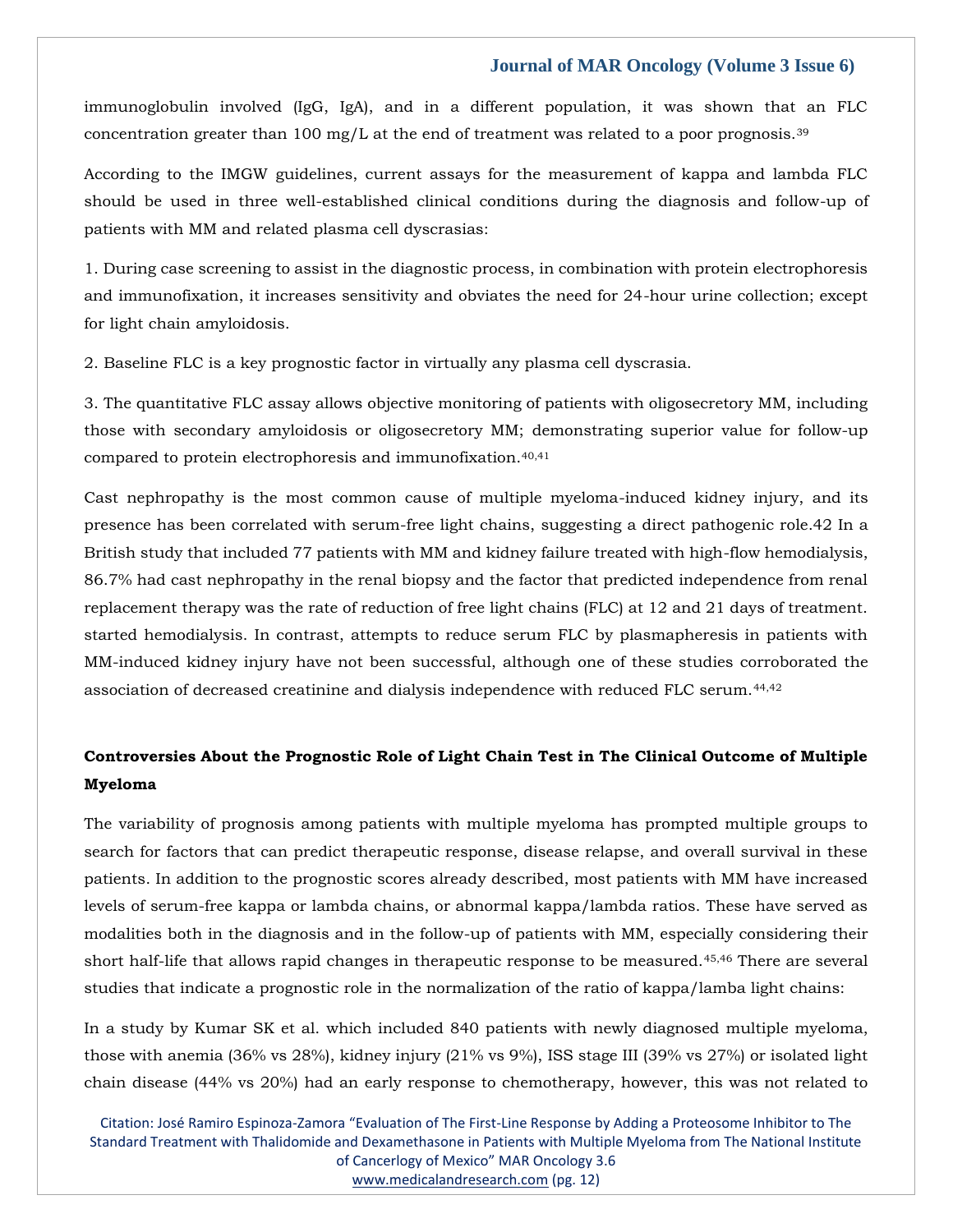immunoglobulin involved (IgG, IgA), and in a different population, it was shown that an FLC concentration greater than 100 mg/L at the end of treatment was related to a poor prognosis.[39]

According to the IMGW guidelines, current assays for the measurement of kappa and lambda FLC should be used in three well-established clinical conditions during the diagnosis and follow-up of patients with MM and related plasma cell dyscrasias:

1. During case screening to assist in the diagnostic process, in combination with protein electrophoresis and immunofixation, it increases sensitivity and obviates the need for 24-hour urine collection; except for light chain amyloidosis.

2. Baseline FLC is a key prognostic factor in virtually any plasma cell dyscrasia.

3. The quantitative FLC assay allows objective monitoring of patients with oligosecretory MM, including those with secondary amyloidosis or oligosecretory MM; demonstrating superior value for follow-up compared to protein electrophoresis and immunofixation.[40,41]

Cast nephropathy is the most common cause of multiple myeloma-induced kidney injury, and its presence has been correlated with serum-free light chains, suggesting a direct pathogenic role.42 In a British study that included 77 patients with MM and kidney failure treated with high-flow hemodialysis, 86.7% had cast nephropathy in the renal biopsy and the factor that predicted independence from renal replacement therapy was the rate of reduction of free light chains (FLC) at 12 and 21 days of treatment. started hemodialysis. In contrast, attempts to reduce serum FLC by plasmapheresis in patients with MM-induced kidney injury have not been successful, although one of these studies corroborated the association of decreased creatinine and dialysis independence with reduced FLC serum.[44,42]

## Controversies About the Prognostic Role of Light Chain Test in The Clinical Outcome of Multiple Myeloma

The variability of prognosis among patients with multiple myeloma has prompted multiple groups to search for factors that can predict therapeutic response, disease relapse, and overall survival in these patients. In addition to the prognostic scores already described, most patients with MM have increased levels of serum-free kappa or lambda chains, or abnormal kappa/lambda ratios. These have served as modalities both in the diagnosis and in the follow-up of patients with MM, especially considering their short half-life that allows rapid changes in therapeutic response to be measured.[45,46] There are several studies that indicate a prognostic role in the normalization of the ratio of kappa/lamba light chains:

In a study by Kumar SK et al. which included 840 patients with newly diagnosed multiple myeloma, those with anemia (36% vs 28%), kidney injury (21% vs 9%), ISS stage III (39% vs 27%) or isolated light chain disease (44% vs 20%) had an early response to chemotherapy, however, this was not related to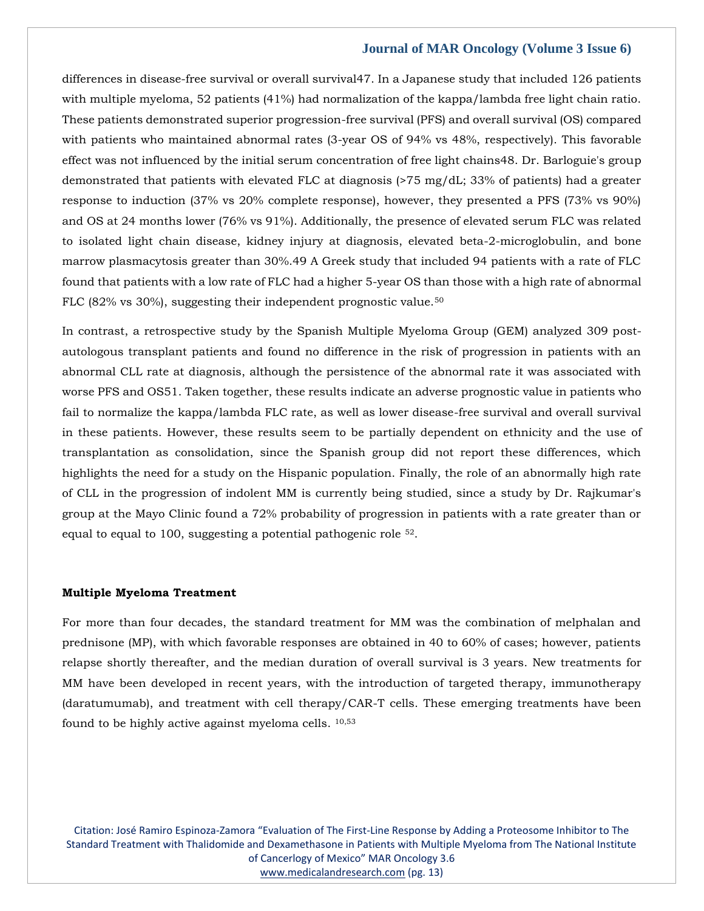differences in disease-free survival or overall survival47. In a Japanese study that included 126 patients with multiple myeloma, 52 patients (41%) had normalization of the kappa/lambda free light chain ratio. These patients demonstrated superior progression-free survival (PFS) and overall survival (OS) compared with patients who maintained abnormal rates (3-year OS of 94% vs 48%, respectively). This favorable effect was not influenced by the initial serum concentration of free light chains48. Dr. Barloguie's group demonstrated that patients with elevated FLC at diagnosis (>75 mg/dL; 33% of patients) had a greater response to induction (37% vs 20% complete response), however, they presented a PFS (73% vs 90%) and OS at 24 months lower (76% vs 91%). Additionally, the presence of elevated serum FLC was related to isolated light chain disease, kidney injury at diagnosis, elevated beta-2-microglobulin, and bone marrow plasmacytosis greater than 30%.49 A Greek study that included 94 patients with a rate of FLC found that patients with a low rate of FLC had a higher 5-year OS than those with a high rate of abnormal FLC (82% vs 30%), suggesting their independent prognostic value.[50]

In contrast, a retrospective study by the Spanish Multiple Myeloma Group (GEM) analyzed 309 post-autologous transplant patients and found no difference in the risk of progression in patients with an abnormal CLL rate at diagnosis, although the persistence of the abnormal rate it was associated with worse PFS and OS51. Taken together, these results indicate an adverse prognostic value in patients who fail to normalize the kappa/lambda FLC rate, as well as lower disease-free survival and overall survival in these patients. However, these results seem to be partially dependent on ethnicity and the use of transplantation as consolidation, since the Spanish group did not report these differences, which highlights the need for a study on the Hispanic population. Finally, the role of an abnormally high rate of CLL in the progression of indolent MM is currently being studied, since a study by Dr. Rajkumar's group at the Mayo Clinic found a 72% probability of progression in patients with a rate greater than or equal to equal to 100, suggesting a potential pathogenic role [52].

**Multiple Myeloma Treatment**

For more than four decades, the standard treatment for MM was the combination of melphalan and prednisone (MP), with which favorable responses are obtained in 40 to 60% of cases; however, patients relapse shortly thereafter, and the median duration of overall survival is 3 years. New treatments for MM have been developed in recent years, with the introduction of targeted therapy, immunotherapy (daratumumab), and treatment with cell therapy/CAR-T cells. These emerging treatments have been found to be highly active against myeloma cells. [10,53]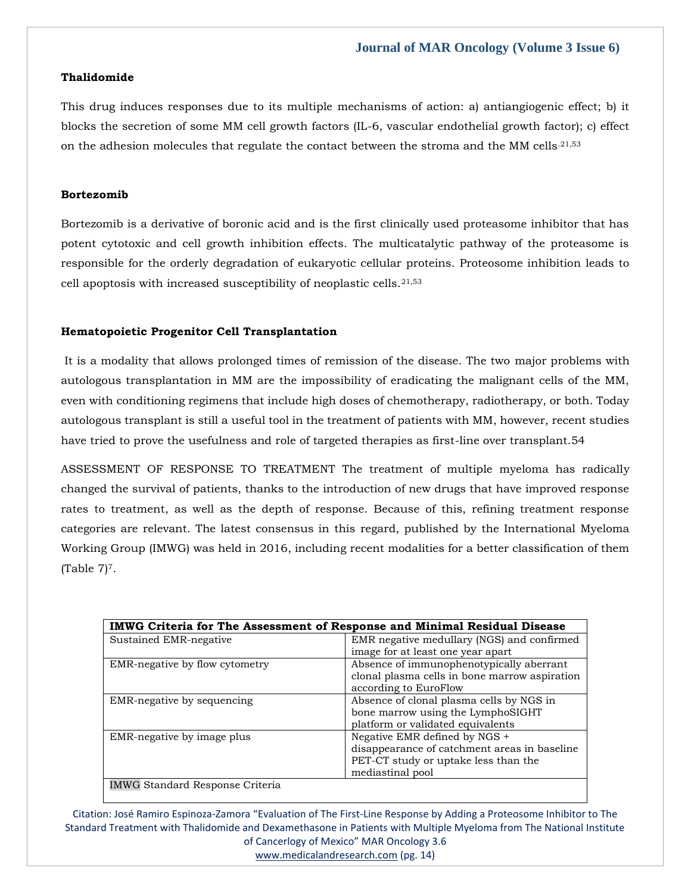**Thalidomide**

This drug induces responses due to its multiple mechanisms of action: a) antiangiogenic effect; b) it blocks the secretion of some MM cell growth factors (IL-6, vascular endothelial growth factor); c) effect on the adhesion molecules that regulate the contact between the stroma and the MM cells.[21,53]

**Bortezomib**

Bortezomib is a derivative of boronic acid and is the first clinically used proteasome inhibitor that has potent cytotoxic and cell growth inhibition effects. The multicatalytic pathway of the proteasome is responsible for the orderly degradation of eukaryotic cellular proteins. Proteosome inhibition leads to cell apoptosis with increased susceptibility of neoplastic cells.[21,53]

**Hematopoietic Progenitor Cell Transplantation**

It is a modality that allows prolonged times of remission of the disease. The two major problems with autologous transplantation in MM are the impossibility of eradicating the malignant cells of the MM, even with conditioning regimens that include high doses of chemotherapy, radiotherapy, or both. Today autologous transplant is still a useful tool in the treatment of patients with MM, however, recent studies have tried to prove the usefulness and role of targeted therapies as first-line over transplant.54

ASSESSMENT OF RESPONSE TO TREATMENT The treatment of multiple myeloma has radically changed the survival of patients, thanks to the introduction of new drugs that have improved response rates to treatment, as well as the depth of response. Because of this, refining treatment response categories are relevant. The latest consensus in this regard, published by the International Myeloma Working Group (IMWG) was held in 2016, including recent modalities for a better classification of them (Table 7)[7].

| **IMWG Criteria for The Assessment of Response and Minimal Residual Disease** | |
|---|---|
| Sustained EMR-negative | EMR negative medullary (NGS) and confirmed image for at least one year apart |
| EMR-negative by flow cytometry | Absence of immunophenotypically aberrant clonal plasma cells in bone marrow aspiration according to EuroFlow |
| EMR-negative by sequencing | Absence of clonal plasma cells by NGS in bone marrow using the LymphoSIGHT platform or validated equivalents |
| EMR-negative by image plus | Negative EMR defined by NGS + disappearance of catchment areas in baseline PET-CT study or uptake less than the mediastinal pool |
| IMWG Standard Response Criteria | |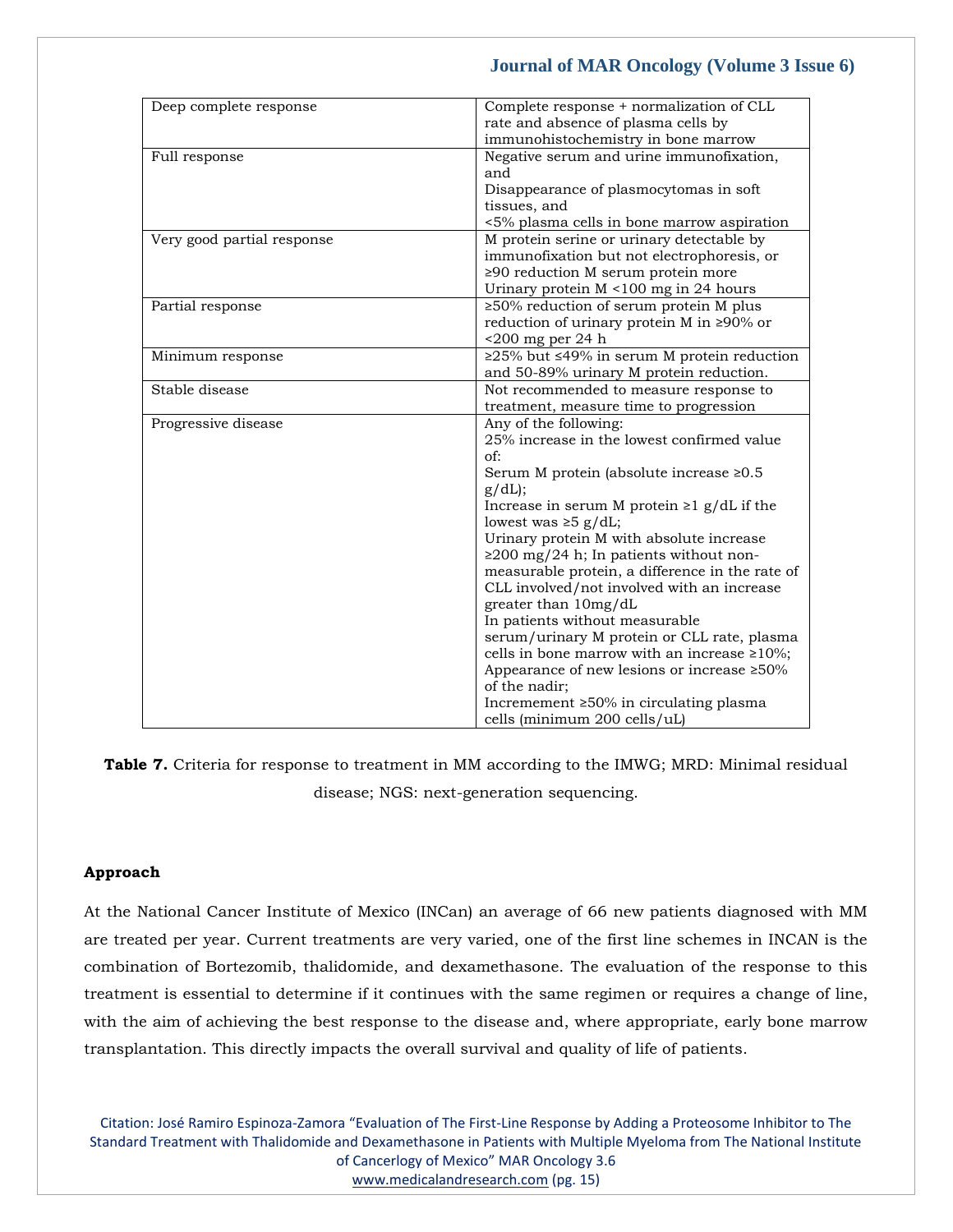| | |
|---|---|
| Deep complete response | Complete response + normalization of CLL rate and absence of plasma cells by immunohistochemistry in bone marrow |
| Full response | Negative serum and urine immunofixation, and<br>Disappearance of plasmocytomas in soft tissues, and<br><5% plasma cells in bone marrow aspiration |
| Very good partial response | M protein serine or urinary detectable by immunofixation but not electrophoresis, or ≥90 reduction M serum protein more Urinary protein M <100 mg in 24 hours |
| Partial response | ≥50% reduction of serum protein M plus reduction of urinary protein M in ≥90% or <200 mg per 24 h |
| Minimum response | ≥25% but ≤49% in serum M protein reduction and 50-89% urinary M protein reduction. |
| Stable disease | Not recommended to measure response to treatment, measure time to progression |
| Progressive disease | Any of the following:<br>25% increase in the lowest confirmed value of:<br>Serum M protein (absolute increase ≥0.5 g/dL);<br>Increase in serum M protein ≥1 g/dL if the lowest was ≥5 g/dL;<br>Urinary protein M with absolute increase ≥200 mg/24 h; In patients without non-measurable protein, a difference in the rate of CLL involved/not involved with an increase greater than 10mg/dL<br>In patients without measurable serum/urinary M protein or CLL rate, plasma cells in bone marrow with an increase ≥10%;<br>Appearance of new lesions or increase ≥50% of the nadir;<br>Incremement ≥50% in circulating plasma cells (minimum 200 cells/uL) |

**Table 7.** Criteria for response to treatment in MM according to the IMWG; MRD: Minimal residual disease; NGS: next-generation sequencing.

**Approach**

At the National Cancer Institute of Mexico (INCan) an average of 66 new patients diagnosed with MM are treated per year. Current treatments are very varied, one of the first line schemes in INCAN is the combination of Bortezomib, thalidomide, and dexamethasone. The evaluation of the response to this treatment is essential to determine if it continues with the same regimen or requires a change of line, with the aim of achieving the best response to the disease and, where appropriate, early bone marrow transplantation. This directly impacts the overall survival and quality of life of patients.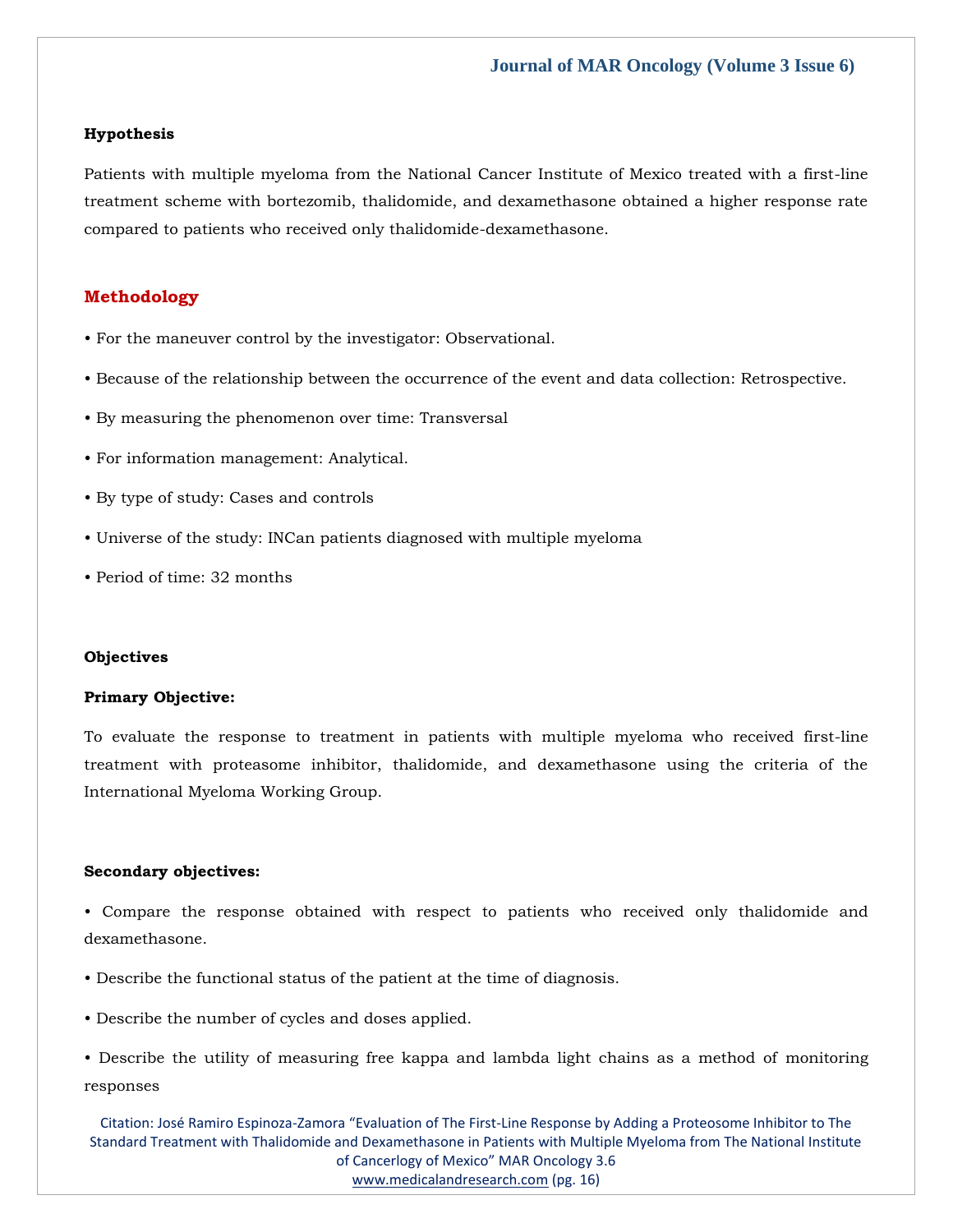### Hypothesis

Patients with multiple myeloma from the National Cancer Institute of Mexico treated with a first-line treatment scheme with bortezomib, thalidomide, and dexamethasone obtained a higher response rate compared to patients who received only thalidomide-dexamethasone.

## Methodology

- For the maneuver control by the investigator: Observational.
- Because of the relationship between the occurrence of the event and data collection: Retrospective.
- By measuring the phenomenon over time: Transversal
- For information management: Analytical.
- By type of study: Cases and controls
- Universe of the study: INCan patients diagnosed with multiple myeloma
- Period of time: 32 months

### Objectives

**Primary Objective:**

To evaluate the response to treatment in patients with multiple myeloma who received first-line treatment with proteasome inhibitor, thalidomide, and dexamethasone using the criteria of the International Myeloma Working Group.

**Secondary objectives:**

- Compare the response obtained with respect to patients who received only thalidomide and dexamethasone.
- Describe the functional status of the patient at the time of diagnosis.
- Describe the number of cycles and doses applied.
- Describe the utility of measuring free kappa and lambda light chains as a method of monitoring responses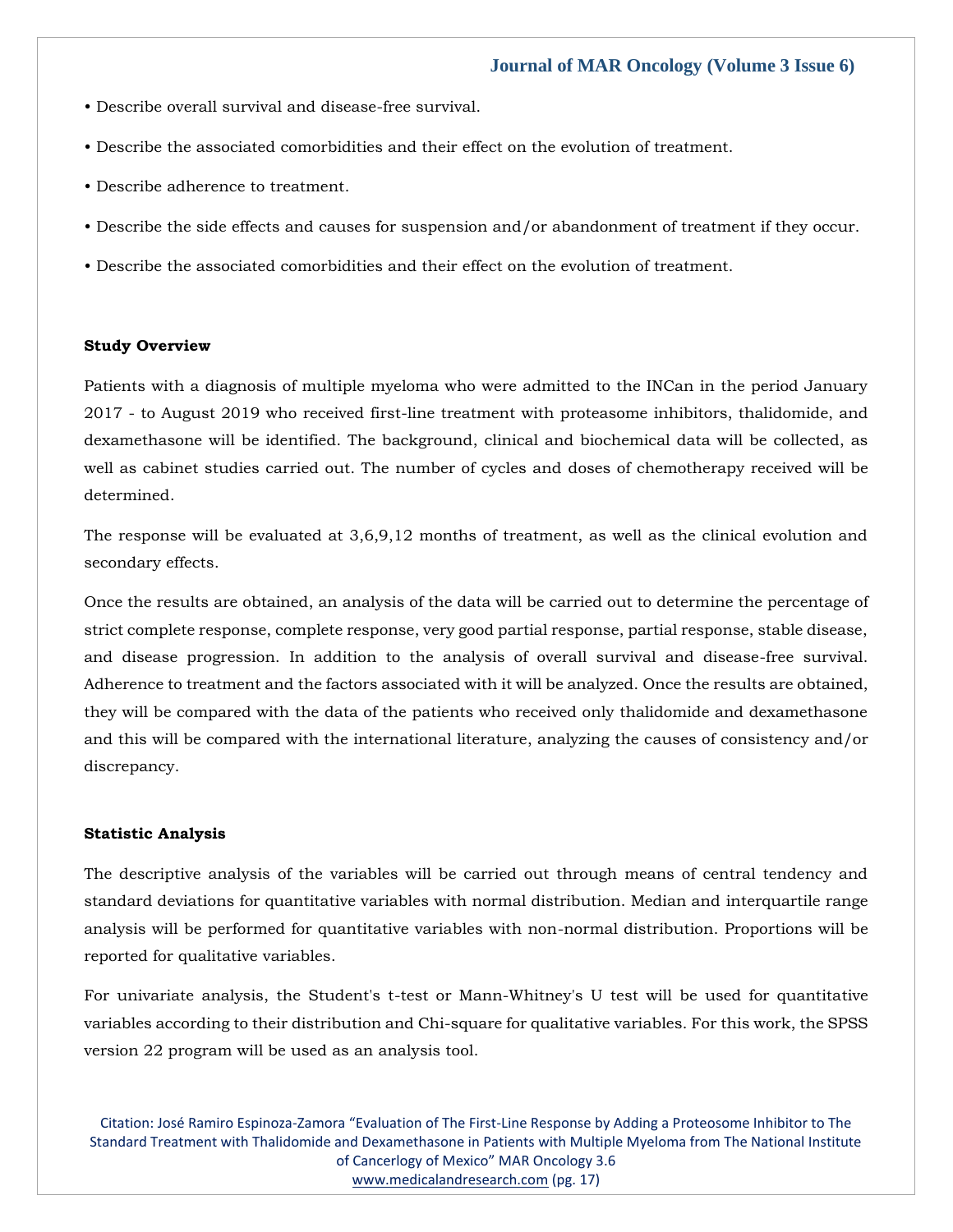- Describe overall survival and disease-free survival.
- Describe the associated comorbidities and their effect on the evolution of treatment.
- Describe adherence to treatment.
- Describe the side effects and causes for suspension and/or abandonment of treatment if they occur.
- Describe the associated comorbidities and their effect on the evolution of treatment.

**Study Overview**

Patients with a diagnosis of multiple myeloma who were admitted to the INCan in the period January 2017 - to August 2019 who received first-line treatment with proteasome inhibitors, thalidomide, and dexamethasone will be identified. The background, clinical and biochemical data will be collected, as well as cabinet studies carried out. The number of cycles and doses of chemotherapy received will be determined.

The response will be evaluated at 3,6,9,12 months of treatment, as well as the clinical evolution and secondary effects.

Once the results are obtained, an analysis of the data will be carried out to determine the percentage of strict complete response, complete response, very good partial response, partial response, stable disease, and disease progression. In addition to the analysis of overall survival and disease-free survival. Adherence to treatment and the factors associated with it will be analyzed. Once the results are obtained, they will be compared with the data of the patients who received only thalidomide and dexamethasone and this will be compared with the international literature, analyzing the causes of consistency and/or discrepancy.

**Statistic Analysis**

The descriptive analysis of the variables will be carried out through means of central tendency and standard deviations for quantitative variables with normal distribution. Median and interquartile range analysis will be performed for quantitative variables with non-normal distribution. Proportions will be reported for qualitative variables.

For univariate analysis, the Student's t-test or Mann-Whitney's U test will be used for quantitative variables according to their distribution and Chi-square for qualitative variables. For this work, the SPSS version 22 program will be used as an analysis tool.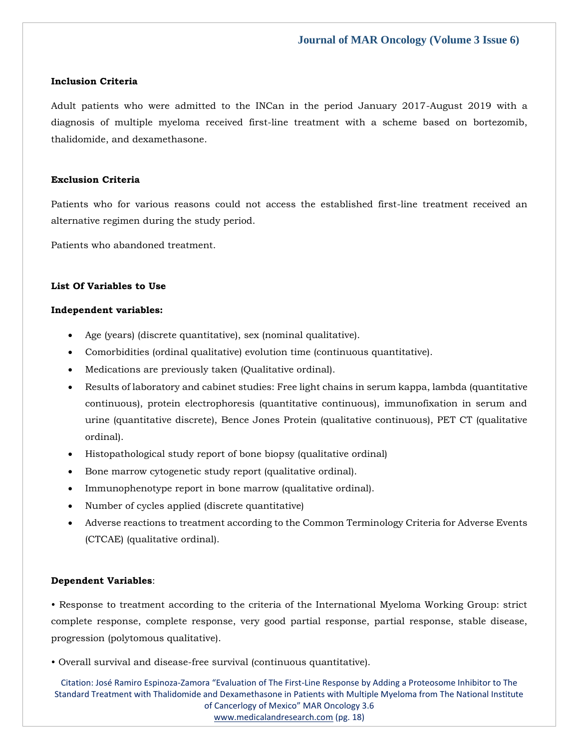**Inclusion Criteria**

Adult patients who were admitted to the INCan in the period January 2017-August 2019 with a diagnosis of multiple myeloma received first-line treatment with a scheme based on bortezomib, thalidomide, and dexamethasone.

**Exclusion Criteria**

Patients who for various reasons could not access the established first-line treatment received an alternative regimen during the study period.

Patients who abandoned treatment.

**List Of Variables to Use**

**Independent variables:**

- Age (years) (discrete quantitative), sex (nominal qualitative).
- Comorbidities (ordinal qualitative) evolution time (continuous quantitative).
- Medications are previously taken (Qualitative ordinal).
- Results of laboratory and cabinet studies: Free light chains in serum kappa, lambda (quantitative continuous), protein electrophoresis (quantitative continuous), immunofixation in serum and urine (quantitative discrete), Bence Jones Protein (qualitative continuous), PET CT (qualitative ordinal).
- Histopathological study report of bone biopsy (qualitative ordinal)
- Bone marrow cytogenetic study report (qualitative ordinal).
- Immunophenotype report in bone marrow (qualitative ordinal).
- Number of cycles applied (discrete quantitative)
- Adverse reactions to treatment according to the Common Terminology Criteria for Adverse Events (CTCAE) (qualitative ordinal).

**Dependent Variables**:

• Response to treatment according to the criteria of the International Myeloma Working Group: strict complete response, complete response, very good partial response, partial response, stable disease, progression (polytomous qualitative).

• Overall survival and disease-free survival (continuous quantitative).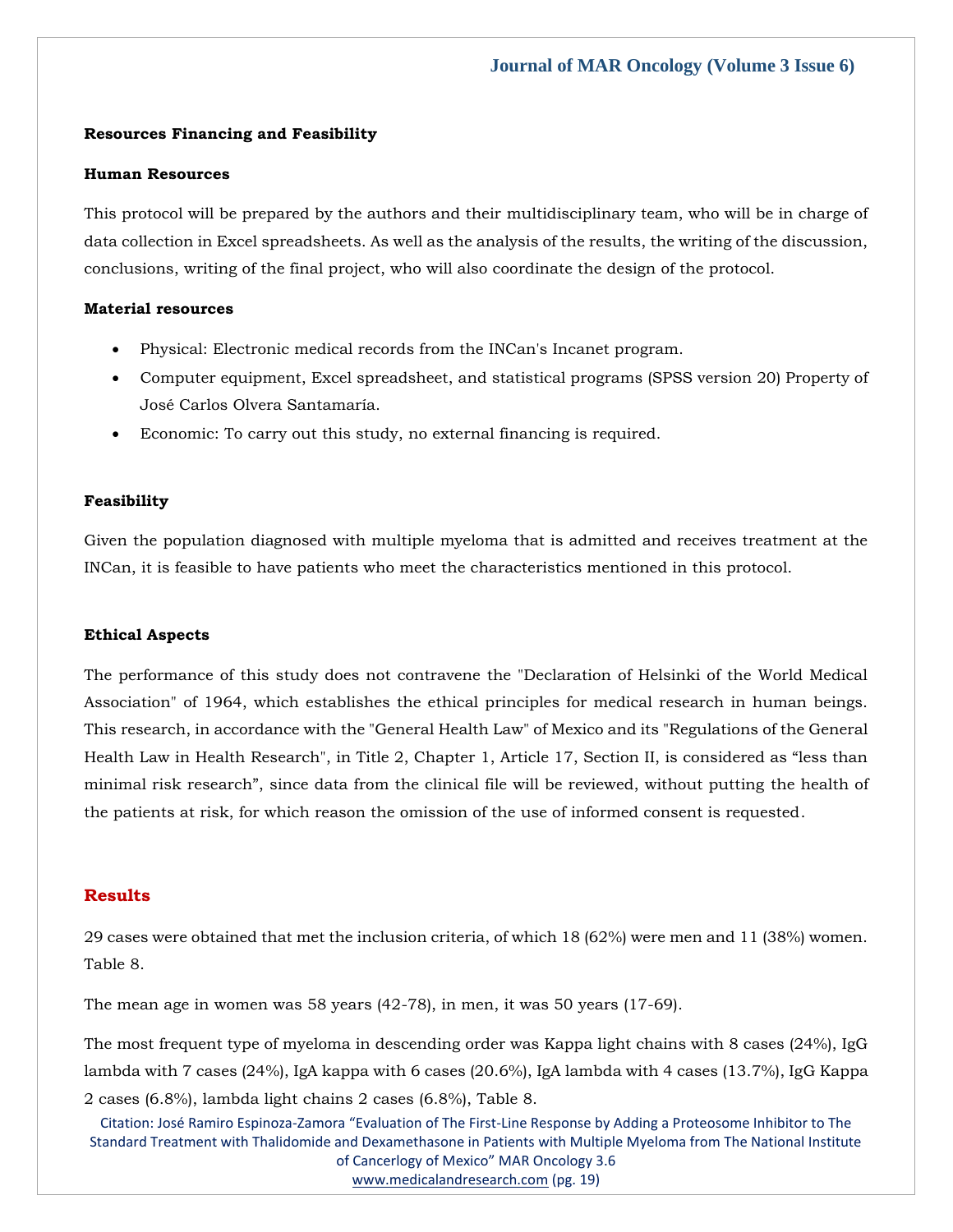**Resources Financing and Feasibility**

**Human Resources**

This protocol will be prepared by the authors and their multidisciplinary team, who will be in charge of data collection in Excel spreadsheets. As well as the analysis of the results, the writing of the discussion, conclusions, writing of the final project, who will also coordinate the design of the protocol.

**Material resources**

- Physical: Electronic medical records from the INCan's Incanet program.
- Computer equipment, Excel spreadsheet, and statistical programs (SPSS version 20) Property of José Carlos Olvera Santamaría.
- Economic: To carry out this study, no external financing is required.

**Feasibility**

Given the population diagnosed with multiple myeloma that is admitted and receives treatment at the INCan, it is feasible to have patients who meet the characteristics mentioned in this protocol.

**Ethical Aspects**

The performance of this study does not contravene the "Declaration of Helsinki of the World Medical Association" of 1964, which establishes the ethical principles for medical research in human beings. This research, in accordance with the "General Health Law" of Mexico and its "Regulations of the General Health Law in Health Research", in Title 2, Chapter 1, Article 17, Section II, is considered as "less than minimal risk research", since data from the clinical file will be reviewed, without putting the health of the patients at risk, for which reason the omission of the use of informed consent is requested.

## Results

29 cases were obtained that met the inclusion criteria, of which 18 (62%) were men and 11 (38%) women. Table 8.

The mean age in women was 58 years (42-78), in men, it was 50 years (17-69).

The most frequent type of myeloma in descending order was Kappa light chains with 8 cases (24%), IgG lambda with 7 cases (24%), IgA kappa with 6 cases (20.6%), IgA lambda with 4 cases (13.7%), IgG Kappa 2 cases (6.8%), lambda light chains 2 cases (6.8%), Table 8.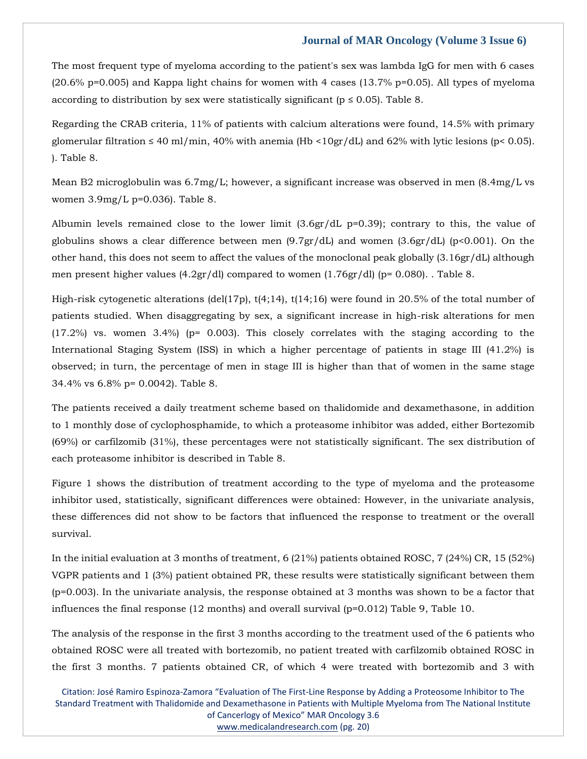The most frequent type of myeloma according to the patient's sex was lambda IgG for men with 6 cases (20.6% $p=0.005$) and Kappa light chains for women with 4 cases (13.7% $p=0.05$). All types of myeloma according to distribution by sex were statistically significant ($p \leq 0.05$). Table 8.

Regarding the CRAB criteria, 11% of patients with calcium alterations were found, 14.5% with primary glomerular filtration ≤ 40 ml/min, 40% with anemia (Hb <10gr/dL) and 62% with lytic lesions ($p < 0.05$). ). Table 8.

Mean B2 microglobulin was 6.7mg/L; however, a significant increase was observed in men (8.4mg/L vs women 3.9mg/L $p=0.036$). Table 8.

Albumin levels remained close to the lower limit (3.6gr/dL $p=0.39$); contrary to this, the value of globulins shows a clear difference between men (9.7gr/dL) and women (3.6gr/dL) ($p<0.001$). On the other hand, this does not seem to affect the values of the monoclonal peak globally (3.16gr/dL) although men present higher values (4.2gr/dl) compared to women (1.76gr/dl) ($p= 0.080$). . Table 8.

High-risk cytogenetic alterations (del(17p), t(4;14), t(14;16) were found in 20.5% of the total number of patients studied. When disaggregating by sex, a significant increase in high-risk alterations for men (17.2%) vs. women 3.4%) ($p= 0.003$). This closely correlates with the staging according to the International Staging System (ISS) in which a higher percentage of patients in stage III (41.2%) is observed; in turn, the percentage of men in stage III is higher than that of women in the same stage 34.4% vs 6.8% $p= 0.0042$). Table 8.

The patients received a daily treatment scheme based on thalidomide and dexamethasone, in addition to 1 monthly dose of cyclophosphamide, to which a proteasome inhibitor was added, either Bortezomib (69%) or carfilzomib (31%), these percentages were not statistically significant. The sex distribution of each proteasome inhibitor is described in Table 8.

Figure 1 shows the distribution of treatment according to the type of myeloma and the proteasome inhibitor used, statistically, significant differences were obtained: However, in the univariate analysis, these differences did not show to be factors that influenced the response to treatment or the overall survival.

In the initial evaluation at 3 months of treatment, 6 (21%) patients obtained ROSC, 7 (24%) CR, 15 (52%) VGPR patients and 1 (3%) patient obtained PR, these results were statistically significant between them ($p=0.003$). In the univariate analysis, the response obtained at 3 months was shown to be a factor that influences the final response (12 months) and overall survival ($p=0.012$) Table 9, Table 10.

The analysis of the response in the first 3 months according to the treatment used of the 6 patients who obtained ROSC were all treated with bortezomib, no patient treated with carfilzomib obtained ROSC in the first 3 months. 7 patients obtained CR, of which 4 were treated with bortezomib and 3 with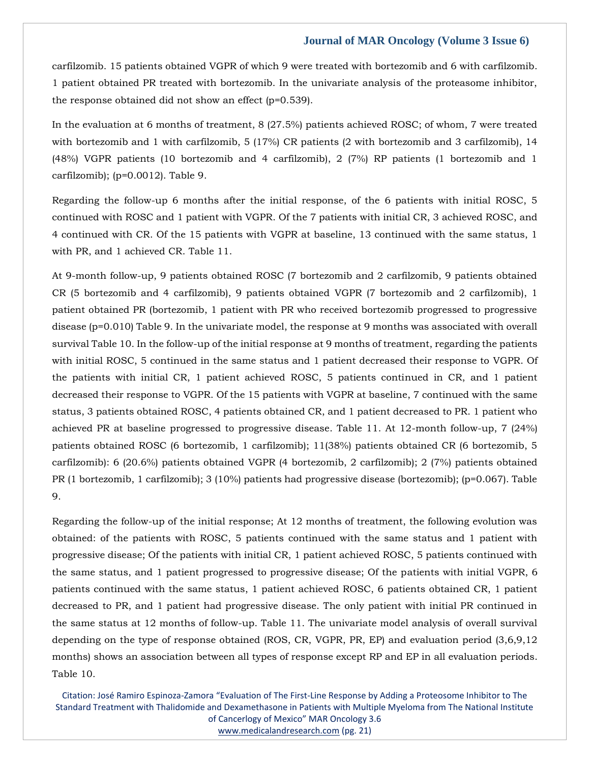carfilzomib. 15 patients obtained VGPR of which 9 were treated with bortezomib and 6 with carfilzomib. 1 patient obtained PR treated with bortezomib. In the univariate analysis of the proteasome inhibitor, the response obtained did not show an effect (p=0.539).

In the evaluation at 6 months of treatment, 8 (27.5%) patients achieved ROSC; of whom, 7 were treated with bortezomib and 1 with carfilzomib, 5 (17%) CR patients (2 with bortezomib and 3 carfilzomib), 14 (48%) VGPR patients (10 bortezomib and 4 carfilzomib), 2 (7%) RP patients (1 bortezomib and 1 carfilzomib); (p=0.0012). Table 9.

Regarding the follow-up 6 months after the initial response, of the 6 patients with initial ROSC, 5 continued with ROSC and 1 patient with VGPR. Of the 7 patients with initial CR, 3 achieved ROSC, and 4 continued with CR. Of the 15 patients with VGPR at baseline, 13 continued with the same status, 1 with PR, and 1 achieved CR. Table 11.

At 9-month follow-up, 9 patients obtained ROSC (7 bortezomib and 2 carfilzomib, 9 patients obtained CR (5 bortezomib and 4 carfilzomib), 9 patients obtained VGPR (7 bortezomib and 2 carfilzomib), 1 patient obtained PR (bortezomib, 1 patient with PR who received bortezomib progressed to progressive disease (p=0.010) Table 9. In the univariate model, the response at 9 months was associated with overall survival Table 10. In the follow-up of the initial response at 9 months of treatment, regarding the patients with initial ROSC, 5 continued in the same status and 1 patient decreased their response to VGPR. Of the patients with initial CR, 1 patient achieved ROSC, 5 patients continued in CR, and 1 patient decreased their response to VGPR. Of the 15 patients with VGPR at baseline, 7 continued with the same status, 3 patients obtained ROSC, 4 patients obtained CR, and 1 patient decreased to PR. 1 patient who achieved PR at baseline progressed to progressive disease. Table 11. At 12-month follow-up, 7 (24%) patients obtained ROSC (6 bortezomib, 1 carfilzomib); 11(38%) patients obtained CR (6 bortezomib, 5 carfilzomib): 6 (20.6%) patients obtained VGPR (4 bortezomib, 2 carfilzomib); 2 (7%) patients obtained PR (1 bortezomib, 1 carfilzomib); 3 (10%) patients had progressive disease (bortezomib); (p=0.067). Table 9.

Regarding the follow-up of the initial response; At 12 months of treatment, the following evolution was obtained: of the patients with ROSC, 5 patients continued with the same status and 1 patient with progressive disease; Of the patients with initial CR, 1 patient achieved ROSC, 5 patients continued with the same status, and 1 patient progressed to progressive disease; Of the patients with initial VGPR, 6 patients continued with the same status, 1 patient achieved ROSC, 6 patients obtained CR, 1 patient decreased to PR, and 1 patient had progressive disease. The only patient with initial PR continued in the same status at 12 months of follow-up. Table 11. The univariate model analysis of overall survival depending on the type of response obtained (ROS, CR, VGPR, PR, EP) and evaluation period (3,6,9,12 months) shows an association between all types of response except RP and EP in all evaluation periods. Table 10.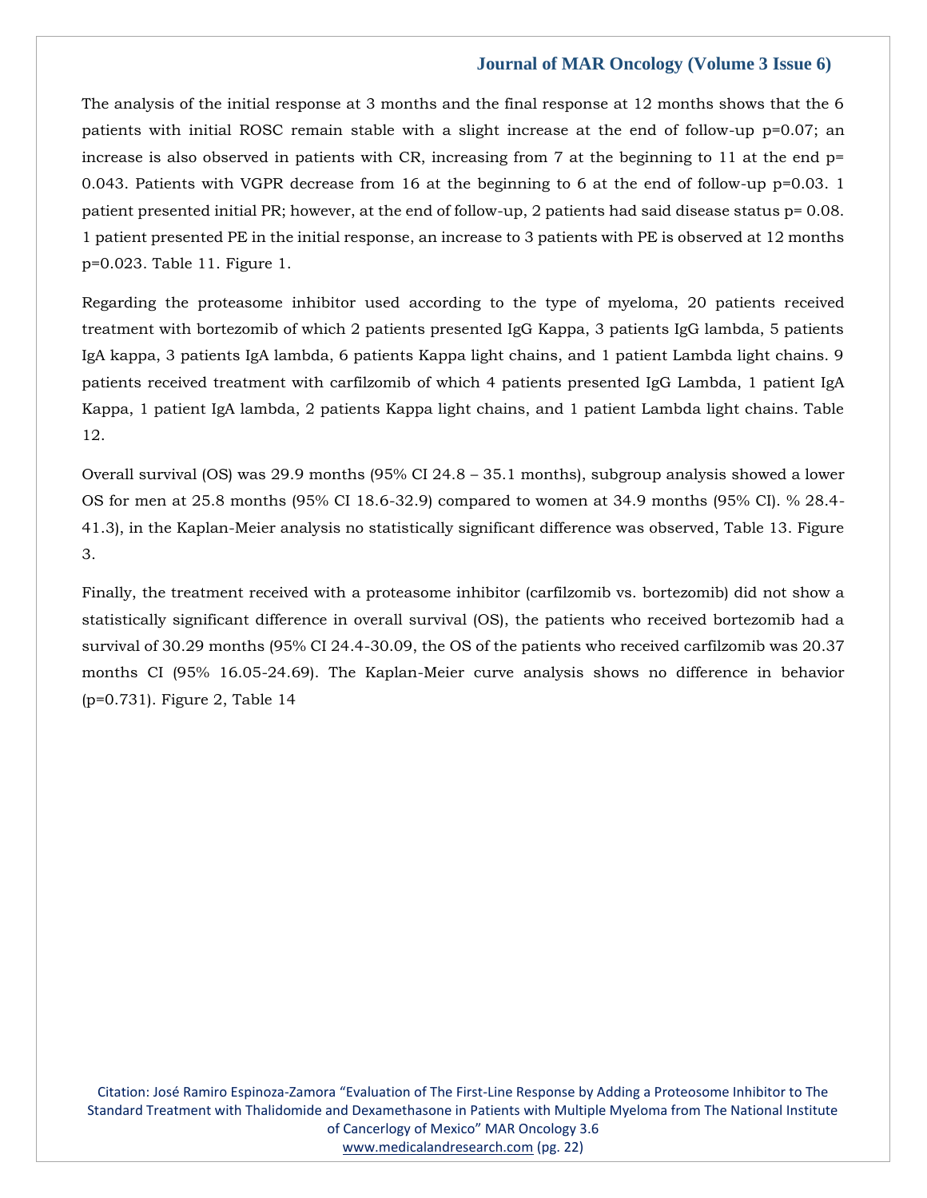The analysis of the initial response at 3 months and the final response at 12 months shows that the 6 patients with initial ROSC remain stable with a slight increase at the end of follow-up p=0.07; an increase is also observed in patients with CR, increasing from 7 at the beginning to 11 at the end p= 0.043. Patients with VGPR decrease from 16 at the beginning to 6 at the end of follow-up p=0.03. 1 patient presented initial PR; however, at the end of follow-up, 2 patients had said disease status p= 0.08. 1 patient presented PE in the initial response, an increase to 3 patients with PE is observed at 12 months p=0.023. Table 11. Figure 1.

Regarding the proteasome inhibitor used according to the type of myeloma, 20 patients received treatment with bortezomib of which 2 patients presented IgG Kappa, 3 patients IgG lambda, 5 patients IgA kappa, 3 patients IgA lambda, 6 patients Kappa light chains, and 1 patient Lambda light chains. 9 patients received treatment with carfilzomib of which 4 patients presented IgG Lambda, 1 patient IgA Kappa, 1 patient IgA lambda, 2 patients Kappa light chains, and 1 patient Lambda light chains. Table 12.

Overall survival (OS) was 29.9 months (95% CI 24.8 – 35.1 months), subgroup analysis showed a lower OS for men at 25.8 months (95% CI 18.6-32.9) compared to women at 34.9 months (95% CI). % 28.4-41.3), in the Kaplan-Meier analysis no statistically significant difference was observed, Table 13. Figure 3.

Finally, the treatment received with a proteasome inhibitor (carfilzomib vs. bortezomib) did not show a statistically significant difference in overall survival (OS), the patients who received bortezomib had a survival of 30.29 months (95% CI 24.4-30.09, the OS of the patients who received carfilzomib was 20.37 months CI (95% 16.05-24.69). The Kaplan-Meier curve analysis shows no difference in behavior (p=0.731). Figure 2, Table 14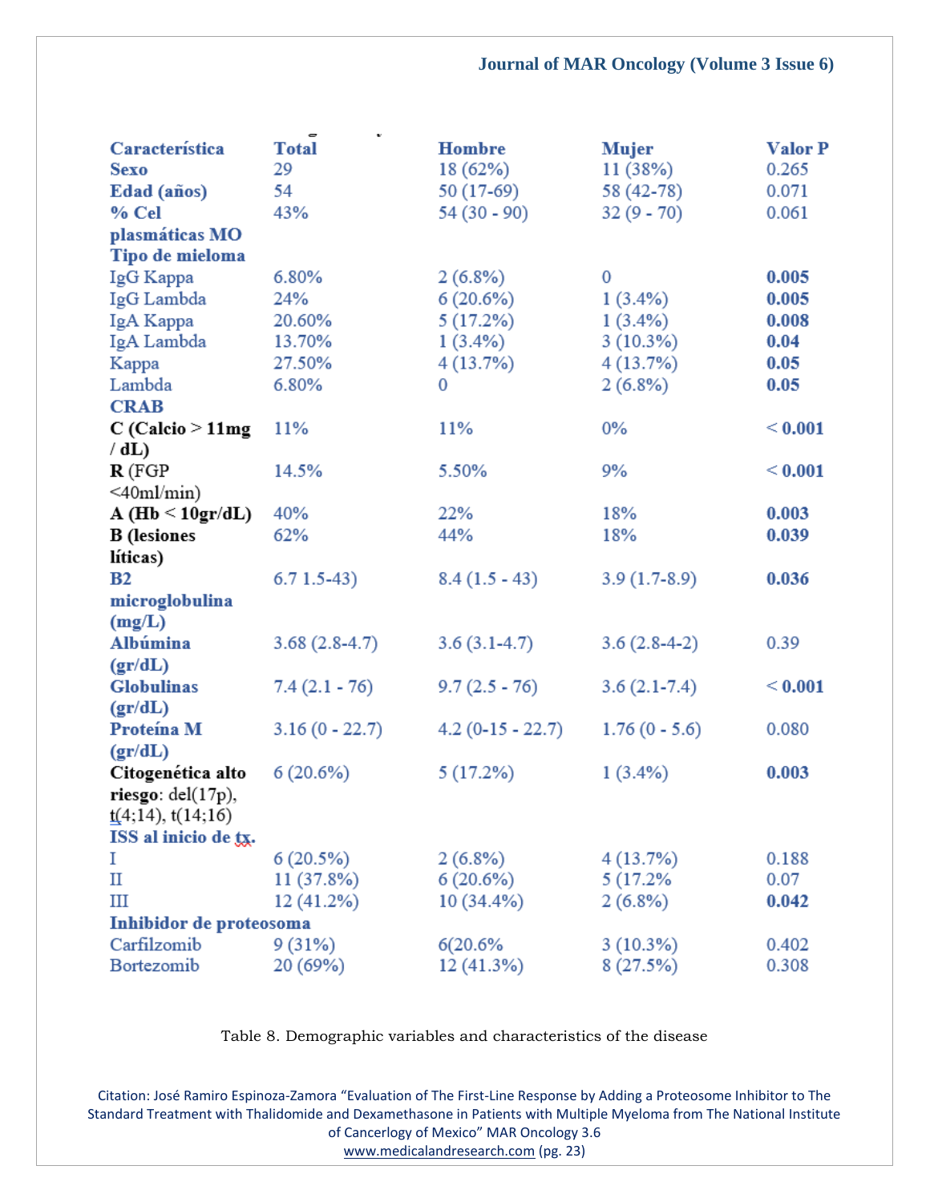| Característica | Total | Hombre | Mujer | Valor P |
|---|---|---|---|---|
| **Sexo** | 29 | 18 (62%) | 11 (38%) | 0.265 |
| **Edad (años)** | 54 | 50 (17-69) | 58 (42-78) | 0.071 |
| **% Cel plasmáticas MO** | 43% | 54 (30 - 90) | 32 (9 - 70) | 0.061 |
| **Tipo de mieloma** | | | | |
| IgG Kappa | 6.80% | 2 (6.8%) | 0 | **0.005** |
| IgG Lambda | 24% | 6 (20.6%) | 1 (3.4%) | **0.005** |
| IgA Kappa | 20.60% | 5 (17.2%) | 1 (3.4%) | **0.008** |
| IgA Lambda | 13.70% | 1 (3.4%) | 3 (10.3%) | **0.04** |
| Kappa | 27.50% | 4 (13.7%) | 4 (13.7%) | **0.05** |
| Lambda | 6.80% | 0 | 2 (6.8%) | **0.05** |
| **CRAB** | | | | |
| **C (Calcio > 11mg / dL)** | 11% | 11% | 0% | **< 0.001** |
| **R** (FGP <40ml/min) | 14.5% | 5.50% | 9% | **< 0.001** |
| **A (Hb < 10gr/dL)** | 40% | 22% | 18% | **0.003** |
| **B (lesiones líticas)** | 62% | 44% | 18% | **0.039** |
| **B2 microglobulina (mg/L)** | 6.7 1.5-43) | 8.4 (1.5 - 43) | 3.9 (1.7-8.9) | **0.036** |
| **Albúmina (gr/dL)** | 3.68 (2.8-4.7) | 3.6 (3.1-4.7) | 3.6 (2.8-4-2) | 0.39 |
| **Globulinas (gr/dL)** | 7.4 (2.1 - 76) | 9.7 (2.5 - 76) | 3.6 (2.1-7.4) | **< 0.001** |
| **Proteína M (gr/dL)** | 3.16 (0 - 22.7) | 4.2 (0-15 - 22.7) | 1.76 (0 - 5.6) | 0.080 |
| **Citogenética alto riesgo**: del(17p), t(4;14), t(14;16) | 6 (20.6%) | 5 (17.2%) | 1 (3.4%) | **0.003** |
| **ISS al inicio de tx.** | | | | |
| I | 6 (20.5%) | 2 (6.8%) | 4 (13.7%) | 0.188 |
| II | 11 (37.8%) | 6 (20.6%) | 5 (17.2% | 0.07 |
| III | 12 (41.2%) | 10 (34.4%) | 2 (6.8%) | **0.042** |
| **Inhibidor de proteosoma** | | | | |
| Carfilzomib | 9 (31%) | 6(20.6% | 3 (10.3%) | 0.402 |
| Bortezomib | 20 (69%) | 12 (41.3%) | 8 (27.5%) | 0.308 |

Table 8. Demographic variables and characteristics of the disease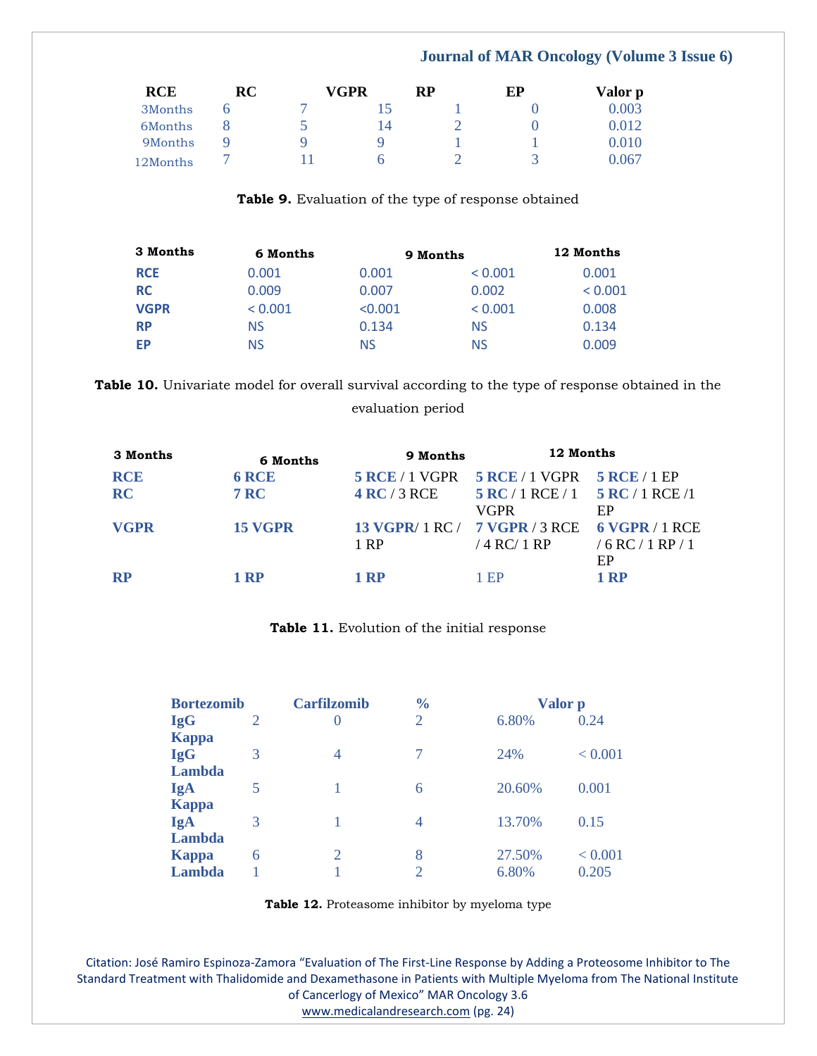| RCE | RC | VGPR | RP | EP | Valor p |
|---|---|---|---|---|---|
| 3Months | 6 | 7 | 15 | 1 | 0 | 0.003 |
| 6Months | 8 | 5 | 14 | 2 | 0 | 0.012 |
| 9Months | 9 | 9 | 9 | 1 | 1 | 0.010 |
| 12Months | 7 | 11 | 6 | 2 | 3 | 0.067 |

**Table 9.** Evaluation of the type of response obtained

| 3 Months | 6 Months | 9 Months | | 12 Months |
|---|---|---|---|---|
| RCE | 0.001 | 0.001 | < 0.001 | 0.001 |
| RC | 0.009 | 0.007 | 0.002 | < 0.001 |
| VGPR | < 0.001 | <0.001 | < 0.001 | 0.008 |
| RP | NS | 0.134 | NS | 0.134 |
| EP | NS | NS | NS | 0.009 |

**Table 10.** Univariate model for overall survival according to the type of response obtained in the evaluation period

| 3 Months | 6 Months | 9 Months | 12 Months | |
|---|---|---|---|---|
| **RCE** | **6 RCE** | **5 RCE** / 1 VGPR | **5 RCE** / 1 VGPR | **5 RCE** / 1 EP |
| **RC** | **7 RC** | **4 RC** / 3 RCE | **5 RC** / 1 RCE / 1 VGPR | **5 RC** / 1 RCE /1 EP |
| **VGPR** | **15 VGPR** | **13 VGPR**/ 1 RC / 1 RP | **7 VGPR** / 3 RCE / 4 RC/ 1 RP | **6 VGPR** / 1 RCE / 6 RC / 1 RP / 1 EP |
| **RP** | **1 RP** | **1 RP** | 1 EP | **1 RP** |

**Table 11.** Evolution of the initial response

| Bortezomib | | Carfilzomib | % | Valor p | |
|---|---|---|---|---|---|
| **IgG Kappa** | 2 | 0 | 2 | 6.80% | 0.24 |
| **IgG Lambda** | 3 | 4 | 7 | 24% | < 0.001 |
| **IgA Kappa** | 5 | 1 | 6 | 20.60% | 0.001 |
| **IgA Lambda** | 3 | 1 | 4 | 13.70% | 0.15 |
| **Kappa** | 6 | 2 | 8 | 27.50% | < 0.001 |
| **Lambda** | 1 | 1 | 2 | 6.80% | 0.205 |

**Table 12.** Proteasome inhibitor by myeloma type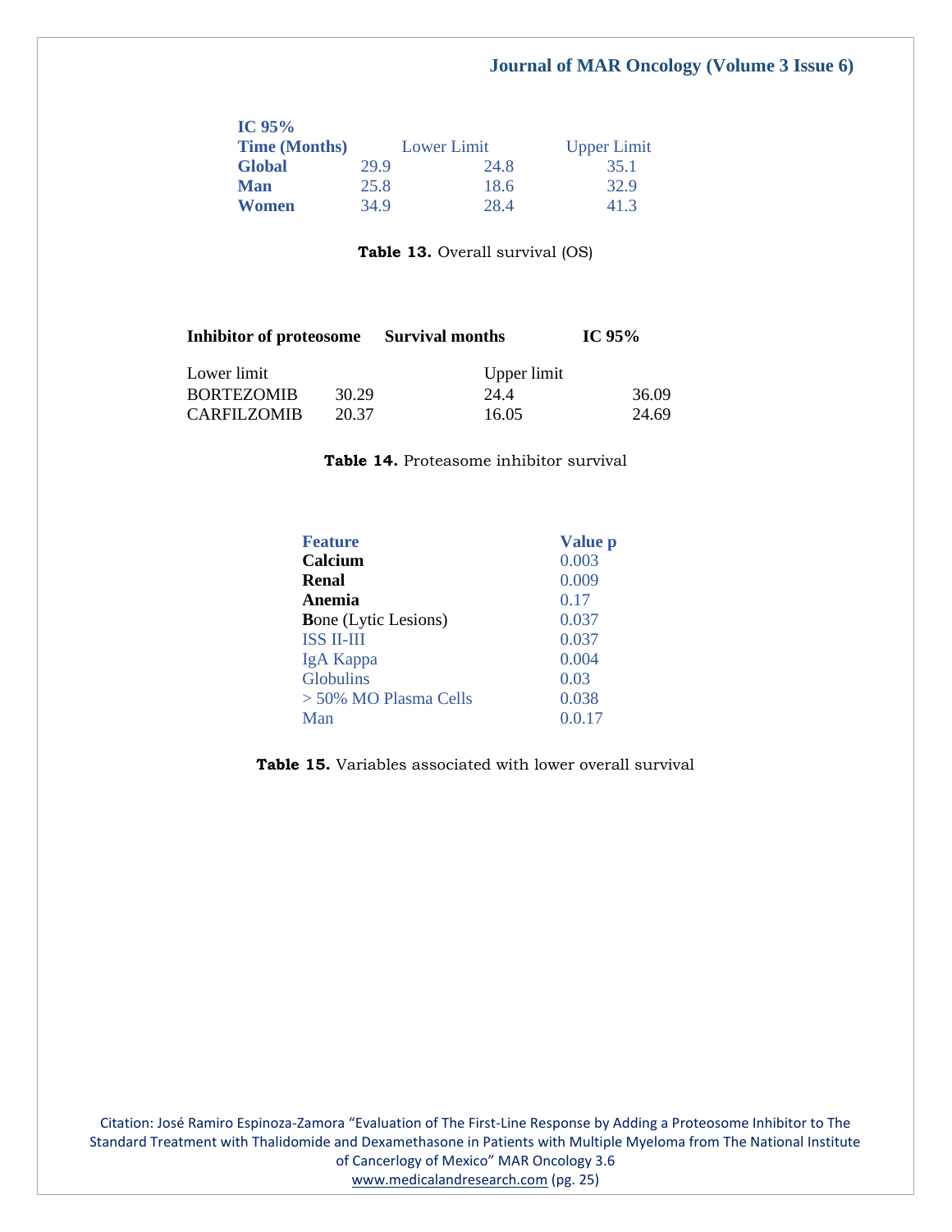| IC 95% Time (Months) | | Lower Limit | Upper Limit |
|---|---|---|---|
| **Global** | 29.9 | 24.8 | 35.1 |
| **Man** | 25.8 | 18.6 | 32.9 |
| **Women** | 34.9 | 28.4 | 41.3 |

**Table 13.** Overall survival (OS)

| Inhibitor of proteosome | Survival months | IC 95% Lower limit | Upper limit |
|---|---|---|---|
| BORTEZOMIB | 30.29 | 24.4 | 36.09 |
| CARFILZOMIB | 20.37 | 16.05 | 24.69 |

**Table 14.** Proteasome inhibitor survival

| Feature | Value p |
|---|---|
| **Calcium** | 0.003 |
| **Renal** | 0.009 |
| **Anemia** | 0.17 |
| **B**one (Lytic Lesions) | 0.037 |
| ISS II-III | 0.037 |
| IgA Kappa | 0.004 |
| Globulins | 0.03 |
| > 50% MO Plasma Cells | 0.038 |
| Man | 0.0.17 |

**Table 15.** Variables associated with lower overall survival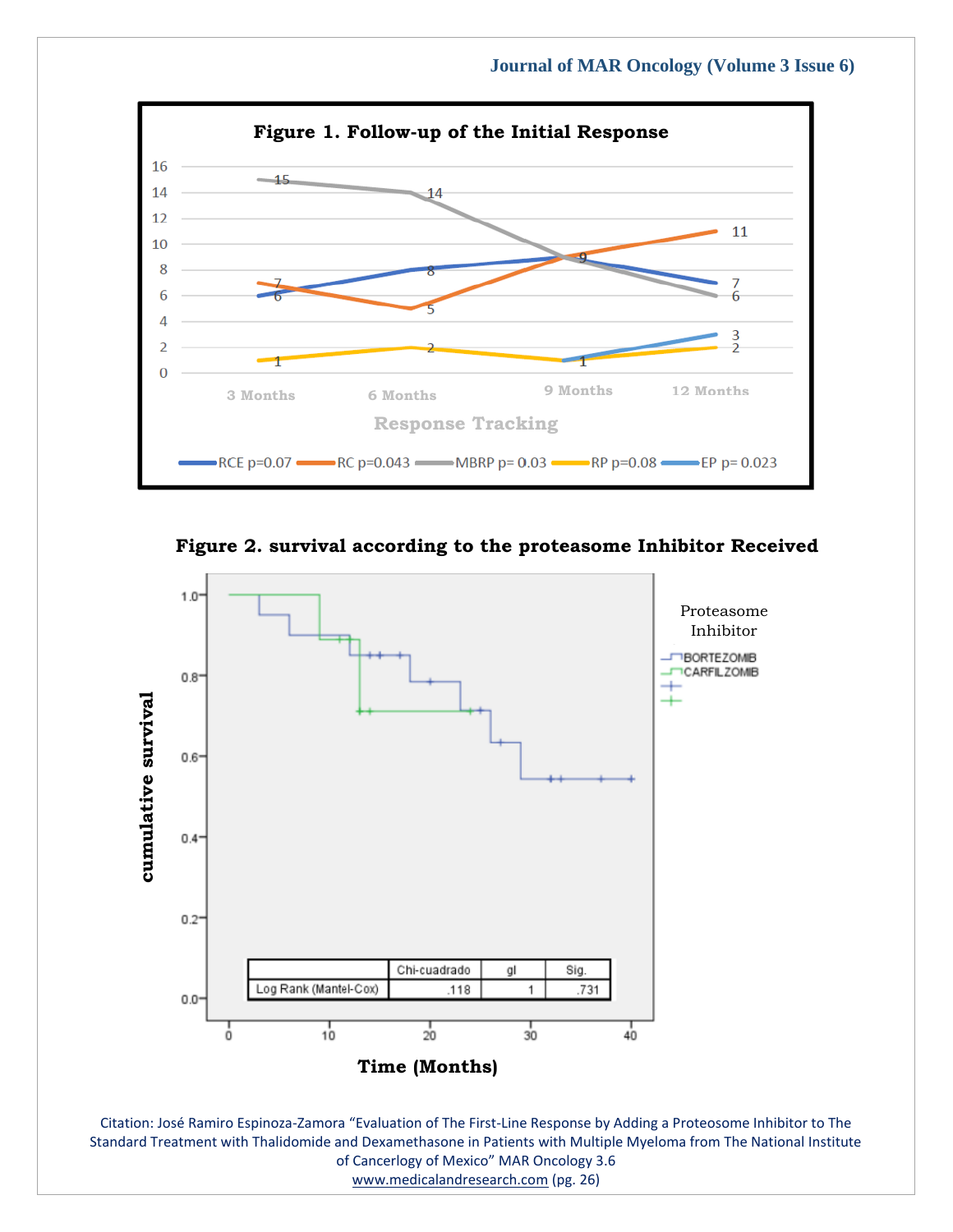**Figure 1. Follow-up of the Initial Response**

**Figure 2. survival according to the proteasome Inhibitor Received**

| | Chi-cuadrado | gl | Sig. |
|---|---|---|---|
| Log Rank (Mantel-Cox) | .118 | 1 | .731 |

Citation: José Ramiro Espinoza-Zamora "Evaluation of The First-Line Response by Adding a Proteosome Inhibitor to The Standard Treatment with Thalidomide and Dexamethasone in Patients with Multiple Myeloma from The National Institute of Cancerlogy of Mexico" MAR Oncology 3.6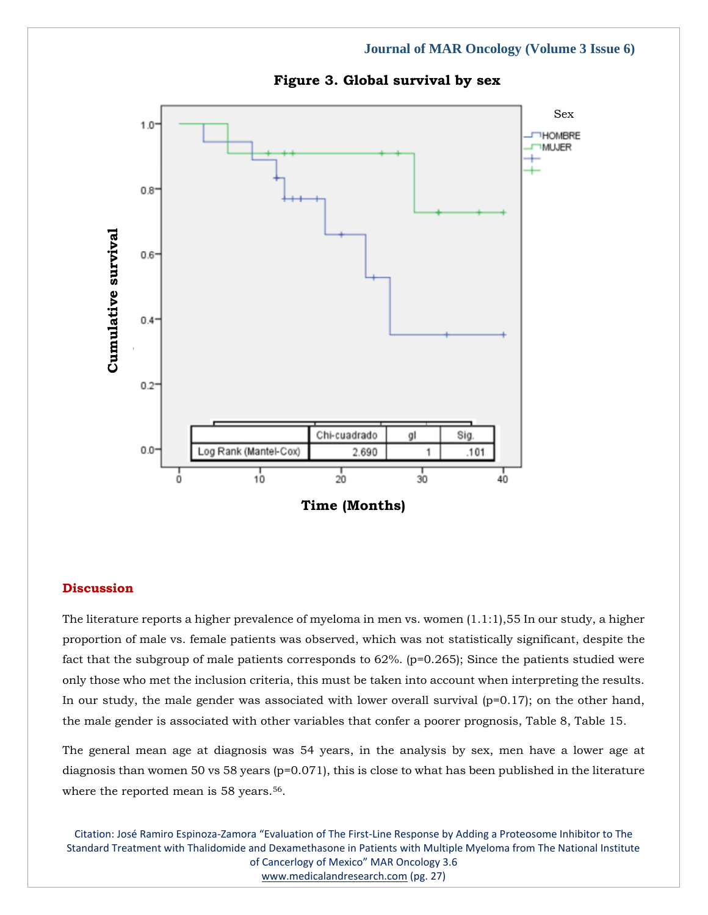**Figure 3. Global survival by sex**

| | Chi-cuadrado | gl | Sig. |
|---|---|---|---|
| Log Rank (Mantel-Cox) | 2.690 | 1 | .101 |

## Discussion

The literature reports a higher prevalence of myeloma in men vs. women (1.1:1),55 In our study, a higher proportion of male vs. female patients was observed, which was not statistically significant, despite the fact that the subgroup of male patients corresponds to 62%. (p=0.265); Since the patients studied were only those who met the inclusion criteria, this must be taken into account when interpreting the results. In our study, the male gender was associated with lower overall survival (p=0.17); on the other hand, the male gender is associated with other variables that confer a poorer prognosis, Table 8, Table 15.

The general mean age at diagnosis was 54 years, in the analysis by sex, men have a lower age at diagnosis than women 50 vs 58 years (p=0.071), this is close to what has been published in the literature where the reported mean is 58 years.[56].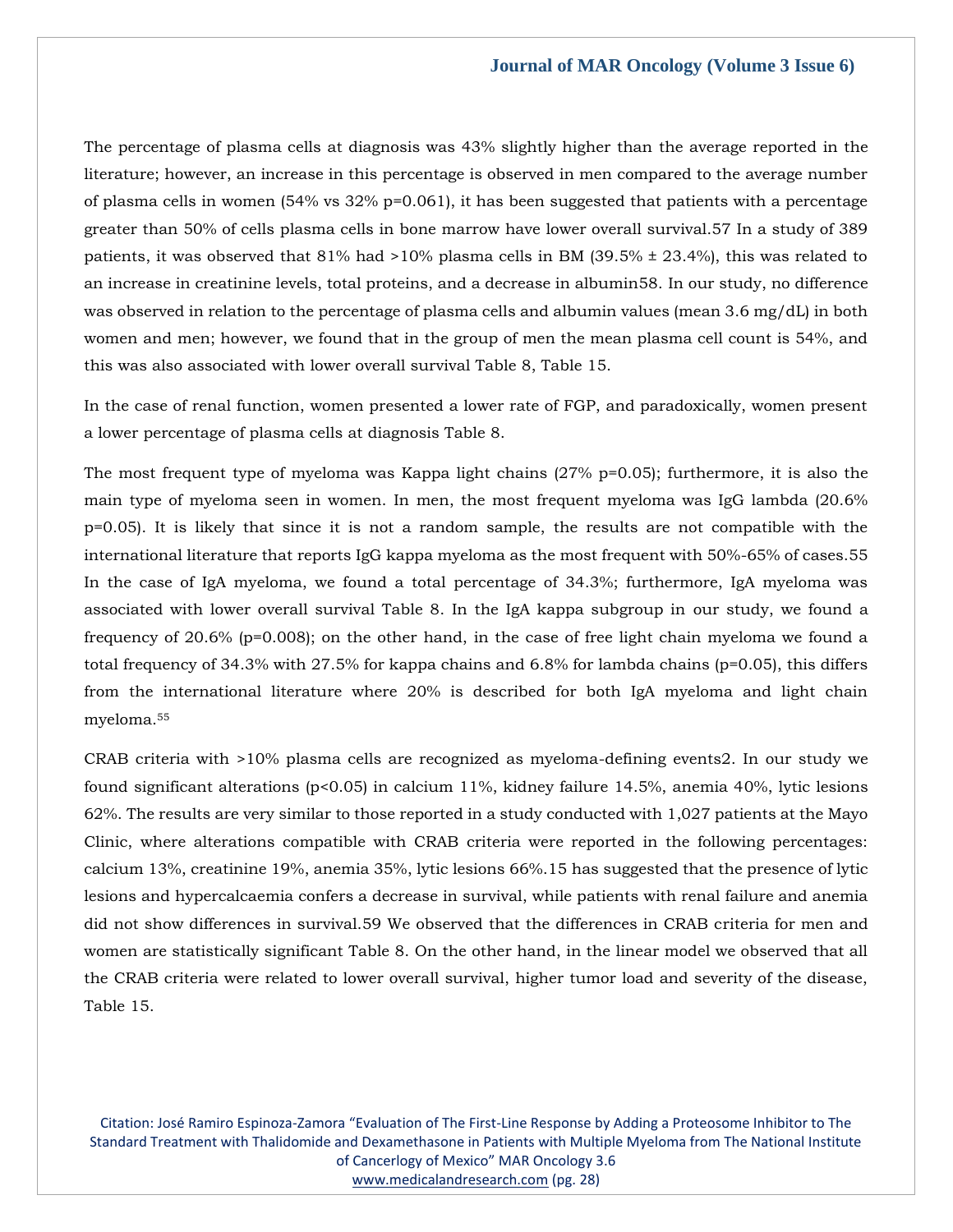The percentage of plasma cells at diagnosis was 43% slightly higher than the average reported in the literature; however, an increase in this percentage is observed in men compared to the average number of plasma cells in women (54% vs 32% p=0.061), it has been suggested that patients with a percentage greater than 50% of cells plasma cells in bone marrow have lower overall survival.57 In a study of 389 patients, it was observed that 81% had >10% plasma cells in BM (39.5% ± 23.4%), this was related to an increase in creatinine levels, total proteins, and a decrease in albumin58. In our study, no difference was observed in relation to the percentage of plasma cells and albumin values (mean 3.6 mg/dL) in both women and men; however, we found that in the group of men the mean plasma cell count is 54%, and this was also associated with lower overall survival Table 8, Table 15.

In the case of renal function, women presented a lower rate of FGP, and paradoxically, women present a lower percentage of plasma cells at diagnosis Table 8.

The most frequent type of myeloma was Kappa light chains (27% p=0.05); furthermore, it is also the main type of myeloma seen in women. In men, the most frequent myeloma was IgG lambda (20.6% p=0.05). It is likely that since it is not a random sample, the results are not compatible with the international literature that reports IgG kappa myeloma as the most frequent with 50%-65% of cases.55 In the case of IgA myeloma, we found a total percentage of 34.3%; furthermore, IgA myeloma was associated with lower overall survival Table 8. In the IgA kappa subgroup in our study, we found a frequency of 20.6% (p=0.008); on the other hand, in the case of free light chain myeloma we found a total frequency of 34.3% with 27.5% for kappa chains and 6.8% for lambda chains (p=0.05), this differs from the international literature where 20% is described for both IgA myeloma and light chain myeloma.[55]

CRAB criteria with >10% plasma cells are recognized as myeloma-defining events2. In our study we found significant alterations (p<0.05) in calcium 11%, kidney failure 14.5%, anemia 40%, lytic lesions 62%. The results are very similar to those reported in a study conducted with 1,027 patients at the Mayo Clinic, where alterations compatible with CRAB criteria were reported in the following percentages: calcium 13%, creatinine 19%, anemia 35%, lytic lesions 66%.15 has suggested that the presence of lytic lesions and hypercalcaemia confers a decrease in survival, while patients with renal failure and anemia did not show differences in survival.59 We observed that the differences in CRAB criteria for men and women are statistically significant Table 8. On the other hand, in the linear model we observed that all the CRAB criteria were related to lower overall survival, higher tumor load and severity of the disease, Table 15.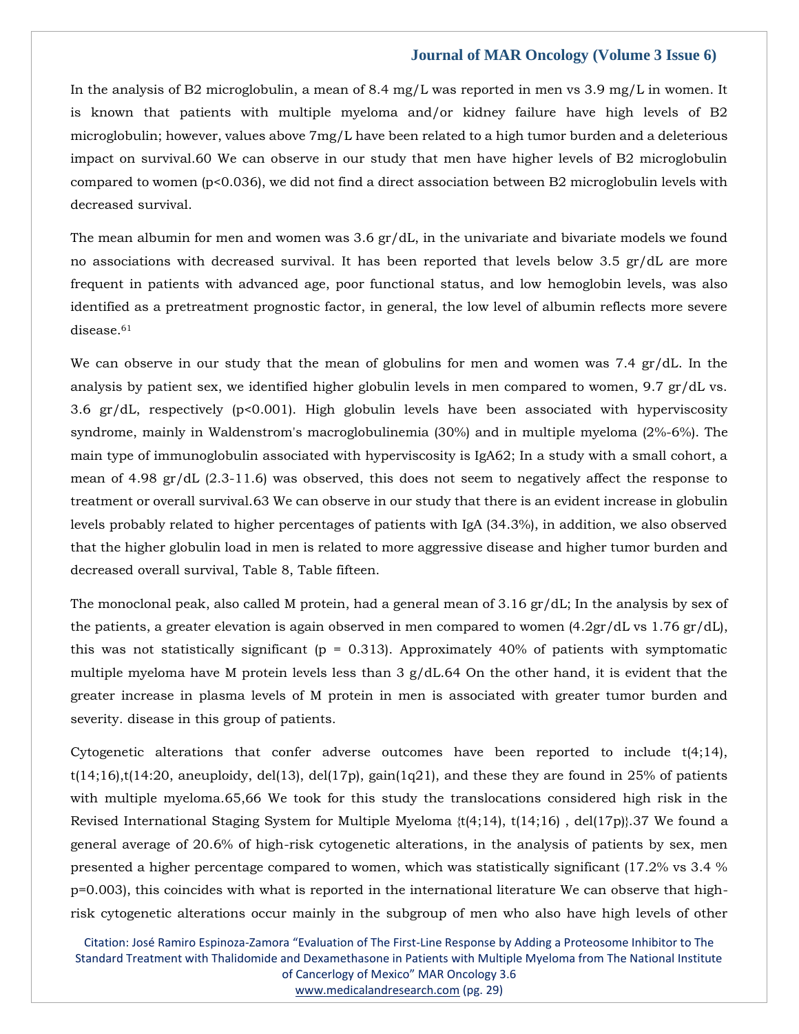In the analysis of B2 microglobulin, a mean of 8.4 mg/L was reported in men vs 3.9 mg/L in women. It is known that patients with multiple myeloma and/or kidney failure have high levels of B2 microglobulin; however, values above 7mg/L have been related to a high tumor burden and a deleterious impact on survival.60 We can observe in our study that men have higher levels of B2 microglobulin compared to women (p<0.036), we did not find a direct association between B2 microglobulin levels with decreased survival.

The mean albumin for men and women was 3.6 gr/dL, in the univariate and bivariate models we found no associations with decreased survival. It has been reported that levels below 3.5 gr/dL are more frequent in patients with advanced age, poor functional status, and low hemoglobin levels, was also identified as a pretreatment prognostic factor, in general, the low level of albumin reflects more severe disease.[61]

We can observe in our study that the mean of globulins for men and women was 7.4 gr/dL. In the analysis by patient sex, we identified higher globulin levels in men compared to women, 9.7 gr/dL vs. 3.6 gr/dL, respectively (p<0.001). High globulin levels have been associated with hyperviscosity syndrome, mainly in Waldenstrom's macroglobulinemia (30%) and in multiple myeloma (2%-6%). The main type of immunoglobulin associated with hyperviscosity is IgA62; In a study with a small cohort, a mean of 4.98 gr/dL (2.3-11.6) was observed, this does not seem to negatively affect the response to treatment or overall survival.63 We can observe in our study that there is an evident increase in globulin levels probably related to higher percentages of patients with IgA (34.3%), in addition, we also observed that the higher globulin load in men is related to more aggressive disease and higher tumor burden and decreased overall survival, Table 8, Table fifteen.

The monoclonal peak, also called M protein, had a general mean of 3.16 gr/dL; In the analysis by sex of the patients, a greater elevation is again observed in men compared to women (4.2gr/dL vs 1.76 gr/dL), this was not statistically significant (p = 0.313). Approximately 40% of patients with symptomatic multiple myeloma have M protein levels less than 3 g/dL.64 On the other hand, it is evident that the greater increase in plasma levels of M protein in men is associated with greater tumor burden and severity. disease in this group of patients.

Cytogenetic alterations that confer adverse outcomes have been reported to include t(4;14), t(14;16),t(14:20, aneuploidy, del(13), del(17p), gain(1q21), and these they are found in 25% of patients with multiple myeloma.65,66 We took for this study the translocations considered high risk in the Revised International Staging System for Multiple Myeloma {t(4;14), t(14;16) , del(17p)}.37 We found a general average of 20.6% of high-risk cytogenetic alterations, in the analysis of patients by sex, men presented a higher percentage compared to women, which was statistically significant (17.2% vs 3.4 % p=0.003), this coincides with what is reported in the international literature We can observe that high-risk cytogenetic alterations occur mainly in the subgroup of men who also have high levels of other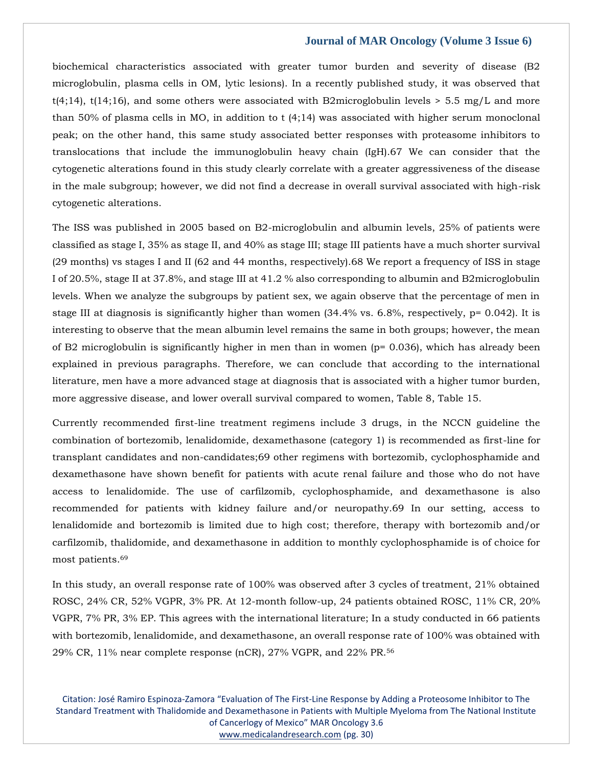biochemical characteristics associated with greater tumor burden and severity of disease (B2 microglobulin, plasma cells in OM, lytic lesions). In a recently published study, it was observed that t(4;14), t(14;16), and some others were associated with B2microglobulin levels > 5.5 mg/L and more than 50% of plasma cells in MO, in addition to t (4;14) was associated with higher serum monoclonal peak; on the other hand, this same study associated better responses with proteasome inhibitors to translocations that include the immunoglobulin heavy chain (IgH).67 We can consider that the cytogenetic alterations found in this study clearly correlate with a greater aggressiveness of the disease in the male subgroup; however, we did not find a decrease in overall survival associated with high-risk cytogenetic alterations.

The ISS was published in 2005 based on B2-microglobulin and albumin levels, 25% of patients were classified as stage I, 35% as stage II, and 40% as stage III; stage III patients have a much shorter survival (29 months) vs stages I and II (62 and 44 months, respectively).68 We report a frequency of ISS in stage I of 20.5%, stage II at 37.8%, and stage III at 41.2 % also corresponding to albumin and B2microglobulin levels. When we analyze the subgroups by patient sex, we again observe that the percentage of men in stage III at diagnosis is significantly higher than women (34.4% vs. 6.8%, respectively, p= 0.042). It is interesting to observe that the mean albumin level remains the same in both groups; however, the mean of B2 microglobulin is significantly higher in men than in women (p= 0.036), which has already been explained in previous paragraphs. Therefore, we can conclude that according to the international literature, men have a more advanced stage at diagnosis that is associated with a higher tumor burden, more aggressive disease, and lower overall survival compared to women, Table 8, Table 15.

Currently recommended first-line treatment regimens include 3 drugs, in the NCCN guideline the combination of bortezomib, lenalidomide, dexamethasone (category 1) is recommended as first-line for transplant candidates and non-candidates;69 other regimens with bortezomib, cyclophosphamide and dexamethasone have shown benefit for patients with acute renal failure and those who do not have access to lenalidomide. The use of carfilzomib, cyclophosphamide, and dexamethasone is also recommended for patients with kidney failure and/or neuropathy.69 In our setting, access to lenalidomide and bortezomib is limited due to high cost; therefore, therapy with bortezomib and/or carfilzomib, thalidomide, and dexamethasone in addition to monthly cyclophosphamide is of choice for most patients.[69]

In this study, an overall response rate of 100% was observed after 3 cycles of treatment, 21% obtained ROSC, 24% CR, 52% VGPR, 3% PR. At 12-month follow-up, 24 patients obtained ROSC, 11% CR, 20% VGPR, 7% PR, 3% EP. This agrees with the international literature; In a study conducted in 66 patients with bortezomib, lenalidomide, and dexamethasone, an overall response rate of 100% was obtained with 29% CR, 11% near complete response (nCR), 27% VGPR, and 22% PR.[56]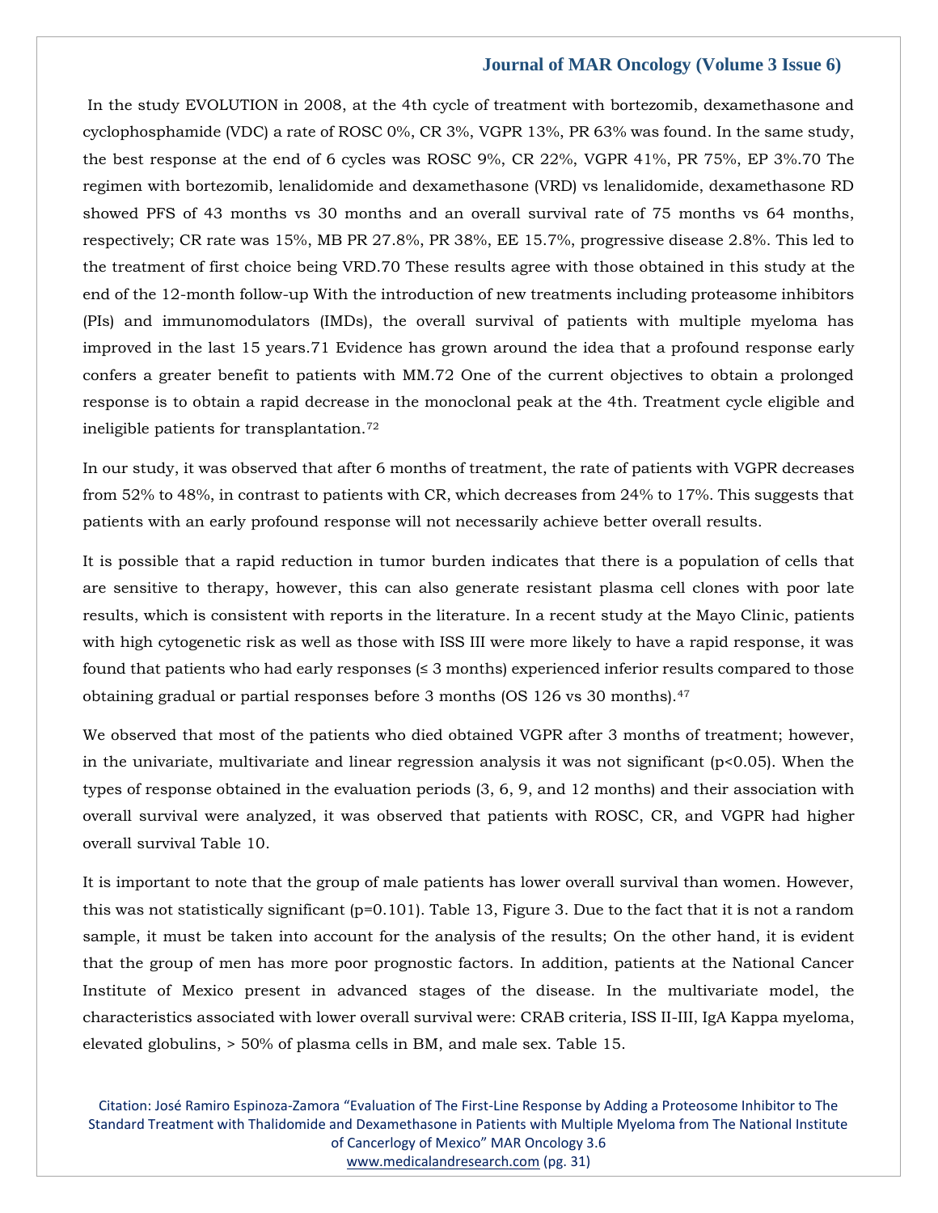In the study EVOLUTION in 2008, at the 4th cycle of treatment with bortezomib, dexamethasone and cyclophosphamide (VDC) a rate of ROSC 0%, CR 3%, VGPR 13%, PR 63% was found. In the same study, the best response at the end of 6 cycles was ROSC 9%, CR 22%, VGPR 41%, PR 75%, EP 3%.70 The regimen with bortezomib, lenalidomide and dexamethasone (VRD) vs lenalidomide, dexamethasone RD showed PFS of 43 months vs 30 months and an overall survival rate of 75 months vs 64 months, respectively; CR rate was 15%, MB PR 27.8%, PR 38%, EE 15.7%, progressive disease 2.8%. This led to the treatment of first choice being VRD.70 These results agree with those obtained in this study at the end of the 12-month follow-up With the introduction of new treatments including proteasome inhibitors (PIs) and immunomodulators (IMDs), the overall survival of patients with multiple myeloma has improved in the last 15 years.71 Evidence has grown around the idea that a profound response early confers a greater benefit to patients with MM.72 One of the current objectives to obtain a prolonged response is to obtain a rapid decrease in the monoclonal peak at the 4th. Treatment cycle eligible and ineligible patients for transplantation.[72]

In our study, it was observed that after 6 months of treatment, the rate of patients with VGPR decreases from 52% to 48%, in contrast to patients with CR, which decreases from 24% to 17%. This suggests that patients with an early profound response will not necessarily achieve better overall results.

It is possible that a rapid reduction in tumor burden indicates that there is a population of cells that are sensitive to therapy, however, this can also generate resistant plasma cell clones with poor late results, which is consistent with reports in the literature. In a recent study at the Mayo Clinic, patients with high cytogenetic risk as well as those with ISS III were more likely to have a rapid response, it was found that patients who had early responses (≤ 3 months) experienced inferior results compared to those obtaining gradual or partial responses before 3 months (OS 126 vs 30 months).[47]

We observed that most of the patients who died obtained VGPR after 3 months of treatment; however, in the univariate, multivariate and linear regression analysis it was not significant ($p<0.05$). When the types of response obtained in the evaluation periods (3, 6, 9, and 12 months) and their association with overall survival were analyzed, it was observed that patients with ROSC, CR, and VGPR had higher overall survival Table 10.

It is important to note that the group of male patients has lower overall survival than women. However, this was not statistically significant ($p=0.101$). Table 13, Figure 3. Due to the fact that it is not a random sample, it must be taken into account for the analysis of the results; On the other hand, it is evident that the group of men has more poor prognostic factors. In addition, patients at the National Cancer Institute of Mexico present in advanced stages of the disease. In the multivariate model, the characteristics associated with lower overall survival were: CRAB criteria, ISS II-III, IgA Kappa myeloma, elevated globulins, > 50% of plasma cells in BM, and male sex. Table 15.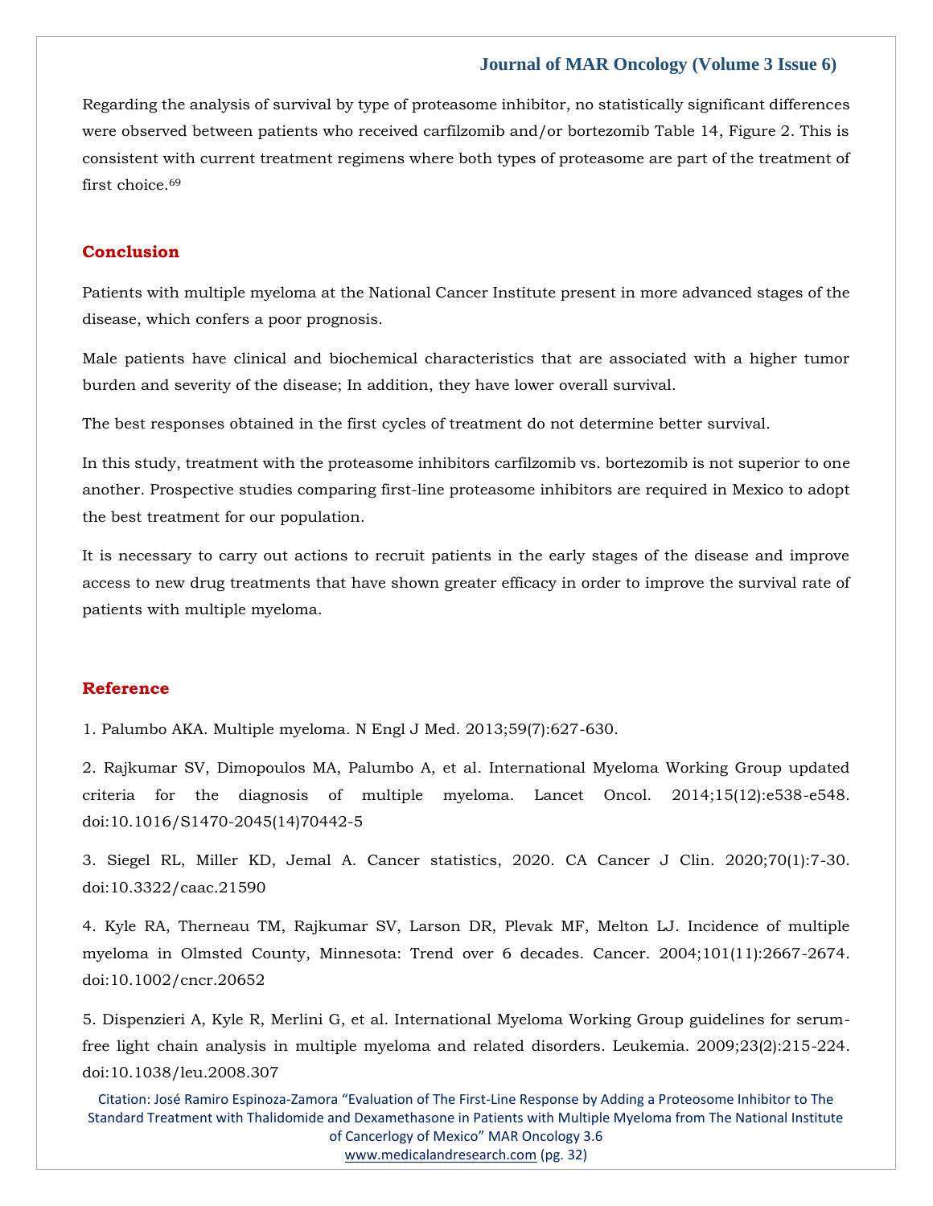Regarding the analysis of survival by type of proteasome inhibitor, no statistically significant differences were observed between patients who received carfilzomib and/or bortezomib Table 14, Figure 2. This is consistent with current treatment regimens where both types of proteasome are part of the treatment of first choice.[69]

## Conclusion

Patients with multiple myeloma at the National Cancer Institute present in more advanced stages of the disease, which confers a poor prognosis.

Male patients have clinical and biochemical characteristics that are associated with a higher tumor burden and severity of the disease; In addition, they have lower overall survival.

The best responses obtained in the first cycles of treatment do not determine better survival.

In this study, treatment with the proteasome inhibitors carfilzomib vs. bortezomib is not superior to one another. Prospective studies comparing first-line proteasome inhibitors are required in Mexico to adopt the best treatment for our population.

It is necessary to carry out actions to recruit patients in the early stages of the disease and improve access to new drug treatments that have shown greater efficacy in order to improve the survival rate of patients with multiple myeloma.

## Reference

1. Palumbo AKA. Multiple myeloma. N Engl J Med. 2013;59(7):627-630.

2. Rajkumar SV, Dimopoulos MA, Palumbo A, et al. International Myeloma Working Group updated criteria for the diagnosis of multiple myeloma. Lancet Oncol. 2014;15(12):e538-e548. doi:10.1016/S1470-2045(14)70442-5

3. Siegel RL, Miller KD, Jemal A. Cancer statistics, 2020. CA Cancer J Clin. 2020;70(1):7-30. doi:10.3322/caac.21590

4. Kyle RA, Therneau TM, Rajkumar SV, Larson DR, Plevak MF, Melton LJ. Incidence of multiple myeloma in Olmsted County, Minnesota: Trend over 6 decades. Cancer. 2004;101(11):2667-2674. doi:10.1002/cncr.20652

5. Dispenzieri A, Kyle R, Merlini G, et al. International Myeloma Working Group guidelines for serum-free light chain analysis in multiple myeloma and related disorders. Leukemia. 2009;23(2):215-224. doi:10.1038/leu.2008.307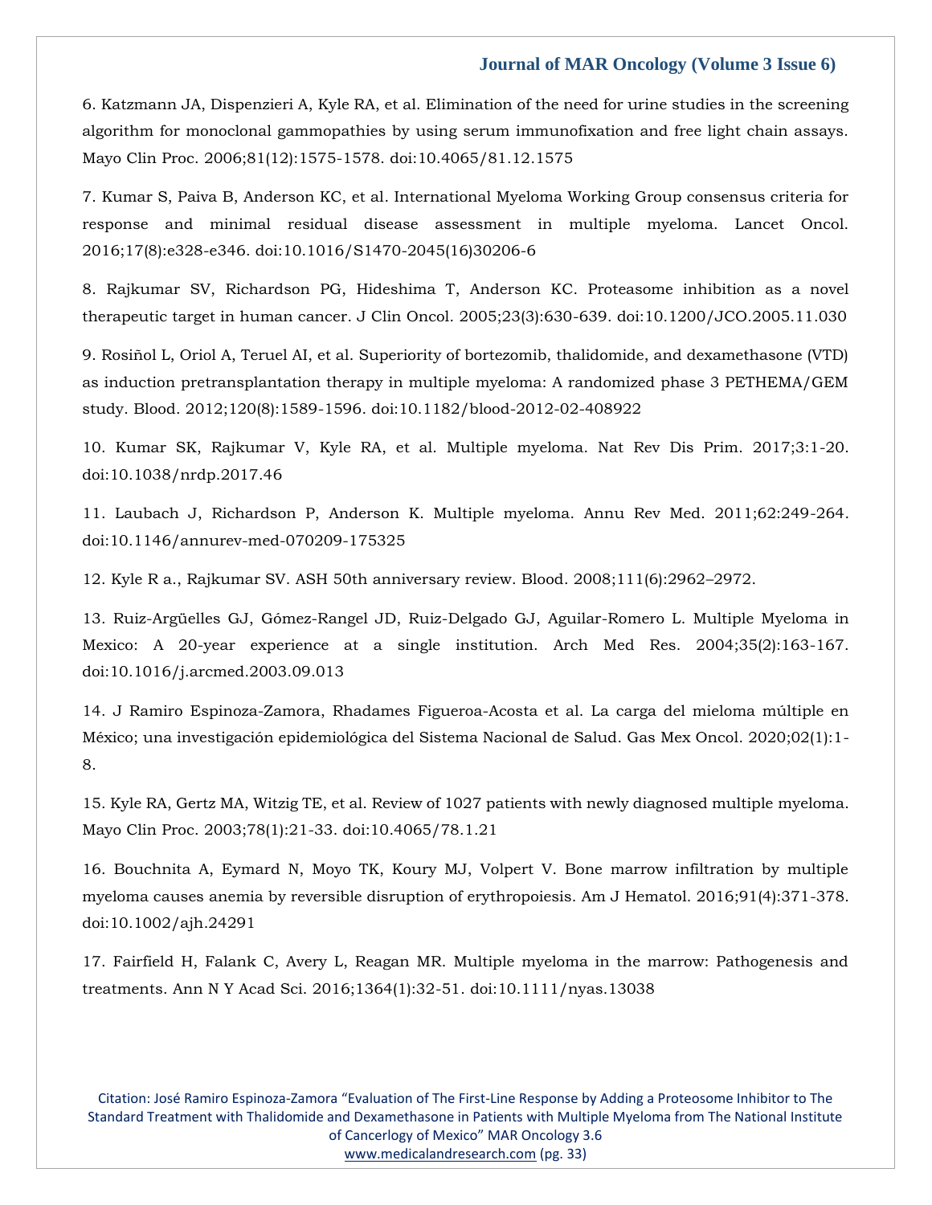6. Katzmann JA, Dispenzieri A, Kyle RA, et al. Elimination of the need for urine studies in the screening algorithm for monoclonal gammopathies by using serum immunofixation and free light chain assays. Mayo Clin Proc. 2006;81(12):1575-1578. doi:10.4065/81.12.1575

7. Kumar S, Paiva B, Anderson KC, et al. International Myeloma Working Group consensus criteria for response and minimal residual disease assessment in multiple myeloma. Lancet Oncol. 2016;17(8):e328-e346. doi:10.1016/S1470-2045(16)30206-6

8. Rajkumar SV, Richardson PG, Hideshima T, Anderson KC. Proteasome inhibition as a novel therapeutic target in human cancer. J Clin Oncol. 2005;23(3):630-639. doi:10.1200/JCO.2005.11.030

9. Rosiñol L, Oriol A, Teruel AI, et al. Superiority of bortezomib, thalidomide, and dexamethasone (VTD) as induction pretransplantation therapy in multiple myeloma: A randomized phase 3 PETHEMA/GEM study. Blood. 2012;120(8):1589-1596. doi:10.1182/blood-2012-02-408922

10. Kumar SK, Rajkumar V, Kyle RA, et al. Multiple myeloma. Nat Rev Dis Prim. 2017;3:1-20. doi:10.1038/nrdp.2017.46

11. Laubach J, Richardson P, Anderson K. Multiple myeloma. Annu Rev Med. 2011;62:249-264. doi:10.1146/annurev-med-070209-175325

12. Kyle R a., Rajkumar SV. ASH 50th anniversary review. Blood. 2008;111(6):2962–2972.

13. Ruiz-Argüelles GJ, Gómez-Rangel JD, Ruiz-Delgado GJ, Aguilar-Romero L. Multiple Myeloma in Mexico: A 20-year experience at a single institution. Arch Med Res. 2004;35(2):163-167. doi:10.1016/j.arcmed.2003.09.013

14. J Ramiro Espinoza-Zamora, Rhadames Figueroa-Acosta et al. La carga del mieloma múltiple en México; una investigación epidemiológica del Sistema Nacional de Salud. Gas Mex Oncol. 2020;02(1):1-8.

15. Kyle RA, Gertz MA, Witzig TE, et al. Review of 1027 patients with newly diagnosed multiple myeloma. Mayo Clin Proc. 2003;78(1):21-33. doi:10.4065/78.1.21

16. Bouchnita A, Eymard N, Moyo TK, Koury MJ, Volpert V. Bone marrow infiltration by multiple myeloma causes anemia by reversible disruption of erythropoiesis. Am J Hematol. 2016;91(4):371-378. doi:10.1002/ajh.24291

17. Fairfield H, Falank C, Avery L, Reagan MR. Multiple myeloma in the marrow: Pathogenesis and treatments. Ann N Y Acad Sci. 2016;1364(1):32-51. doi:10.1111/nyas.13038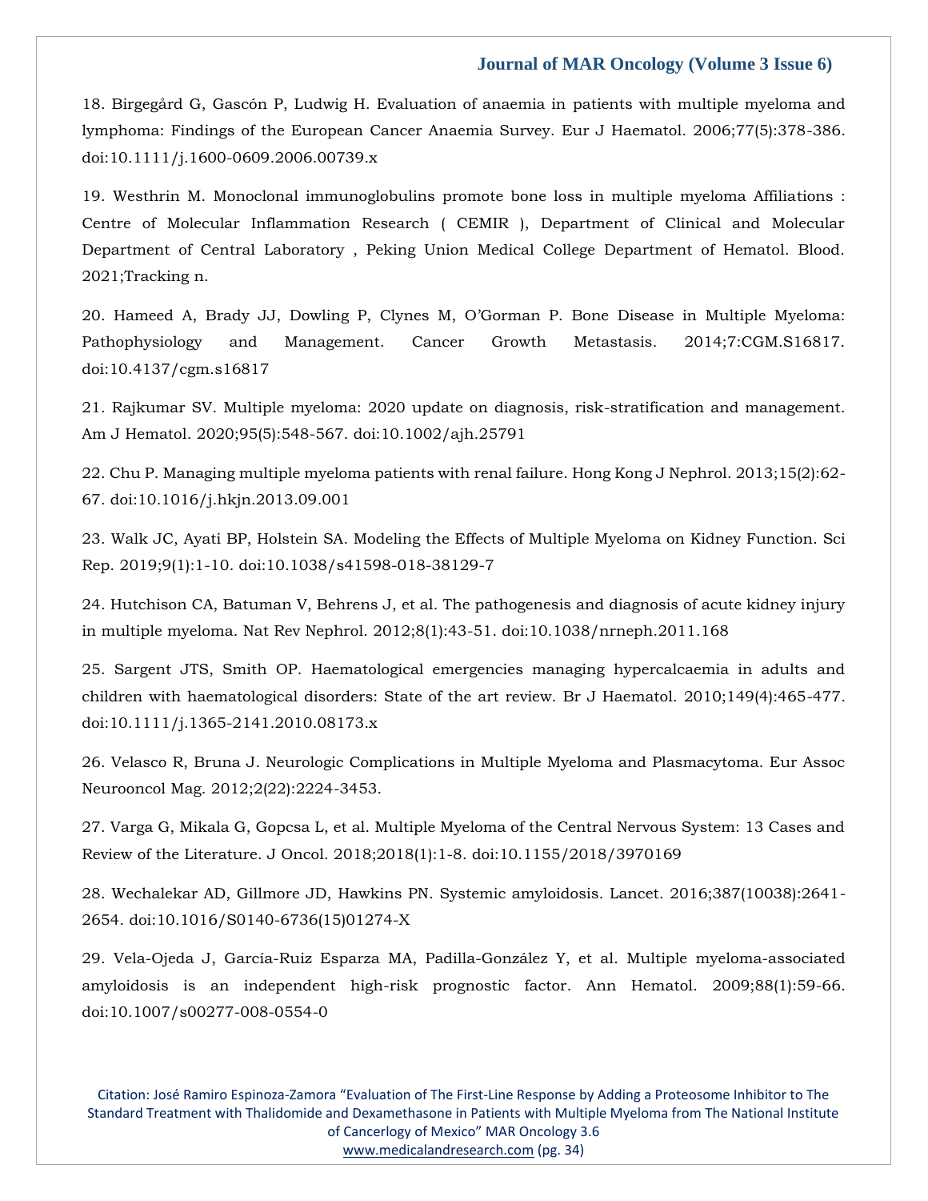18. Birgegård G, Gascón P, Ludwig H. Evaluation of anaemia in patients with multiple myeloma and lymphoma: Findings of the European Cancer Anaemia Survey. Eur J Haematol. 2006;77(5):378-386. doi:10.1111/j.1600-0609.2006.00739.x

19. Westhrin M. Monoclonal immunoglobulins promote bone loss in multiple myeloma Affiliations : Centre of Molecular Inflammation Research ( CEMIR ), Department of Clinical and Molecular Department of Central Laboratory , Peking Union Medical College Department of Hematol. Blood. 2021;Tracking n.

20. Hameed A, Brady JJ, Dowling P, Clynes M, O'Gorman P. Bone Disease in Multiple Myeloma: Pathophysiology and Management. Cancer Growth Metastasis. 2014;7:CGM.S16817. doi:10.4137/cgm.s16817

21. Rajkumar SV. Multiple myeloma: 2020 update on diagnosis, risk-stratification and management. Am J Hematol. 2020;95(5):548-567. doi:10.1002/ajh.25791

22. Chu P. Managing multiple myeloma patients with renal failure. Hong Kong J Nephrol. 2013;15(2):62-67. doi:10.1016/j.hkjn.2013.09.001

23. Walk JC, Ayati BP, Holstein SA. Modeling the Effects of Multiple Myeloma on Kidney Function. Sci Rep. 2019;9(1):1-10. doi:10.1038/s41598-018-38129-7

24. Hutchison CA, Batuman V, Behrens J, et al. The pathogenesis and diagnosis of acute kidney injury in multiple myeloma. Nat Rev Nephrol. 2012;8(1):43-51. doi:10.1038/nrneph.2011.168

25. Sargent JTS, Smith OP. Haematological emergencies managing hypercalcaemia in adults and children with haematological disorders: State of the art review. Br J Haematol. 2010;149(4):465-477. doi:10.1111/j.1365-2141.2010.08173.x

26. Velasco R, Bruna J. Neurologic Complications in Multiple Myeloma and Plasmacytoma. Eur Assoc Neurooncol Mag. 2012;2(22):2224-3453.

27. Varga G, Mikala G, Gopcsa L, et al. Multiple Myeloma of the Central Nervous System: 13 Cases and Review of the Literature. J Oncol. 2018;2018(1):1-8. doi:10.1155/2018/3970169

28. Wechalekar AD, Gillmore JD, Hawkins PN. Systemic amyloidosis. Lancet. 2016;387(10038):2641-2654. doi:10.1016/S0140-6736(15)01274-X

29. Vela-Ojeda J, García-Ruiz Esparza MA, Padilla-González Y, et al. Multiple myeloma-associated amyloidosis is an independent high-risk prognostic factor. Ann Hematol. 2009;88(1):59-66. doi:10.1007/s00277-008-0554-0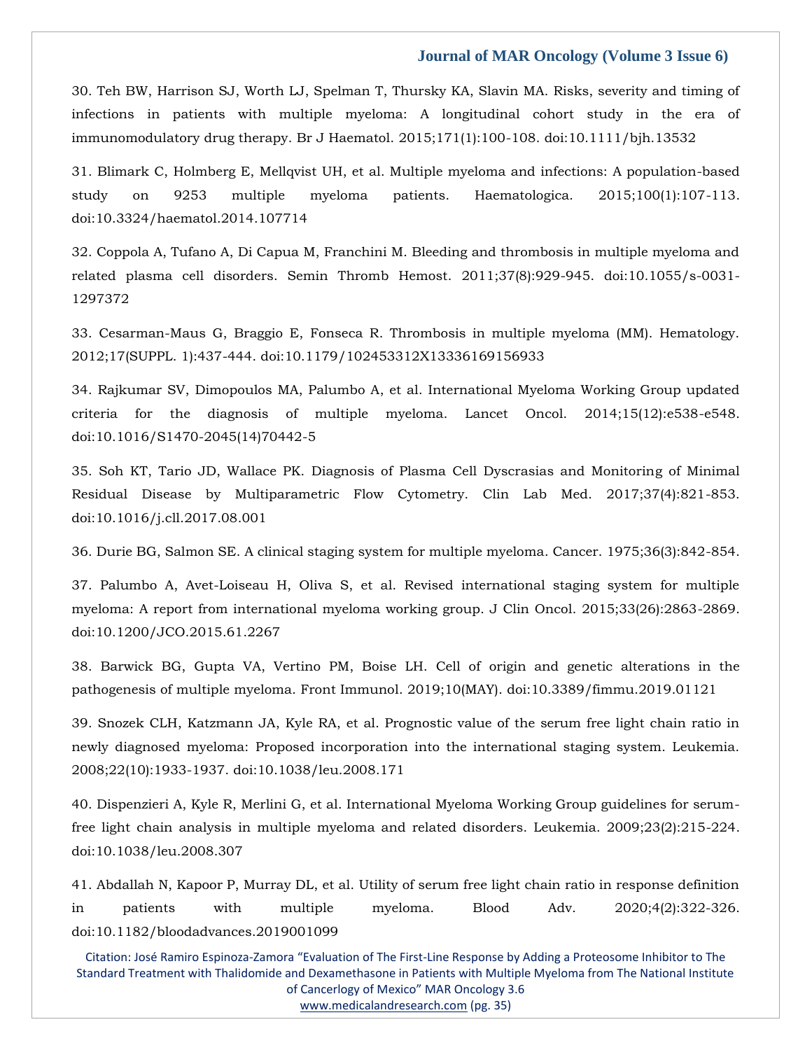30. Teh BW, Harrison SJ, Worth LJ, Spelman T, Thursky KA, Slavin MA. Risks, severity and timing of infections in patients with multiple myeloma: A longitudinal cohort study in the era of immunomodulatory drug therapy. Br J Haematol. 2015;171(1):100-108. doi:10.1111/bjh.13532

31. Blimark C, Holmberg E, Mellqvist UH, et al. Multiple myeloma and infections: A population-based study on 9253 multiple myeloma patients. Haematologica. 2015;100(1):107-113. doi:10.3324/haematol.2014.107714

32. Coppola A, Tufano A, Di Capua M, Franchini M. Bleeding and thrombosis in multiple myeloma and related plasma cell disorders. Semin Thromb Hemost. 2011;37(8):929-945. doi:10.1055/s-0031-1297372

33. Cesarman-Maus G, Braggio E, Fonseca R. Thrombosis in multiple myeloma (MM). Hematology. 2012;17(SUPPL. 1):437-444. doi:10.1179/102453312X13336169156933

34. Rajkumar SV, Dimopoulos MA, Palumbo A, et al. International Myeloma Working Group updated criteria for the diagnosis of multiple myeloma. Lancet Oncol. 2014;15(12):e538-e548. doi:10.1016/S1470-2045(14)70442-5

35. Soh KT, Tario JD, Wallace PK. Diagnosis of Plasma Cell Dyscrasias and Monitoring of Minimal Residual Disease by Multiparametric Flow Cytometry. Clin Lab Med. 2017;37(4):821-853. doi:10.1016/j.cll.2017.08.001

36. Durie BG, Salmon SE. A clinical staging system for multiple myeloma. Cancer. 1975;36(3):842-854.

37. Palumbo A, Avet-Loiseau H, Oliva S, et al. Revised international staging system for multiple myeloma: A report from international myeloma working group. J Clin Oncol. 2015;33(26):2863-2869. doi:10.1200/JCO.2015.61.2267

38. Barwick BG, Gupta VA, Vertino PM, Boise LH. Cell of origin and genetic alterations in the pathogenesis of multiple myeloma. Front Immunol. 2019;10(MAY). doi:10.3389/fimmu.2019.01121

39. Snozek CLH, Katzmann JA, Kyle RA, et al. Prognostic value of the serum free light chain ratio in newly diagnosed myeloma: Proposed incorporation into the international staging system. Leukemia. 2008;22(10):1933-1937. doi:10.1038/leu.2008.171

40. Dispenzieri A, Kyle R, Merlini G, et al. International Myeloma Working Group guidelines for serum-free light chain analysis in multiple myeloma and related disorders. Leukemia. 2009;23(2):215-224. doi:10.1038/leu.2008.307

41. Abdallah N, Kapoor P, Murray DL, et al. Utility of serum free light chain ratio in response definition in patients with multiple myeloma. Blood Adv. 2020;4(2):322-326. doi:10.1182/bloodadvances.2019001099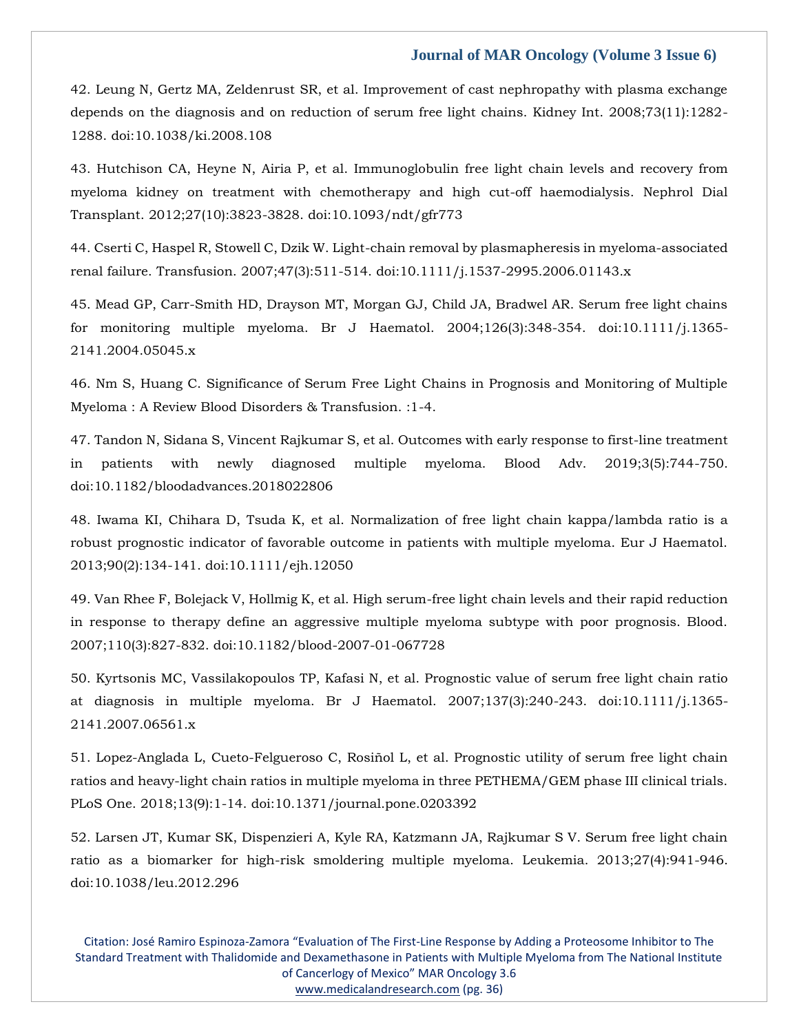42. Leung N, Gertz MA, Zeldenrust SR, et al. Improvement of cast nephropathy with plasma exchange depends on the diagnosis and on reduction of serum free light chains. Kidney Int. 2008;73(11):1282-1288. doi:10.1038/ki.2008.108

43. Hutchison CA, Heyne N, Airia P, et al. Immunoglobulin free light chain levels and recovery from myeloma kidney on treatment with chemotherapy and high cut-off haemodialysis. Nephrol Dial Transplant. 2012;27(10):3823-3828. doi:10.1093/ndt/gfr773

44. Cserti C, Haspel R, Stowell C, Dzik W. Light-chain removal by plasmapheresis in myeloma-associated renal failure. Transfusion. 2007;47(3):511-514. doi:10.1111/j.1537-2995.2006.01143.x

45. Mead GP, Carr-Smith HD, Drayson MT, Morgan GJ, Child JA, Bradwel AR. Serum free light chains for monitoring multiple myeloma. Br J Haematol. 2004;126(3):348-354. doi:10.1111/j.1365-2141.2004.05045.x

46. Nm S, Huang C. Significance of Serum Free Light Chains in Prognosis and Monitoring of Multiple Myeloma : A Review Blood Disorders & Transfusion. :1-4.

47. Tandon N, Sidana S, Vincent Rajkumar S, et al. Outcomes with early response to first-line treatment in patients with newly diagnosed multiple myeloma. Blood Adv. 2019;3(5):744-750. doi:10.1182/bloodadvances.2018022806

48. Iwama KI, Chihara D, Tsuda K, et al. Normalization of free light chain kappa/lambda ratio is a robust prognostic indicator of favorable outcome in patients with multiple myeloma. Eur J Haematol. 2013;90(2):134-141. doi:10.1111/ejh.12050

49. Van Rhee F, Bolejack V, Hollmig K, et al. High serum-free light chain levels and their rapid reduction in response to therapy define an aggressive multiple myeloma subtype with poor prognosis. Blood. 2007;110(3):827-832. doi:10.1182/blood-2007-01-067728

50. Kyrtsonis MC, Vassilakopoulos TP, Kafasi N, et al. Prognostic value of serum free light chain ratio at diagnosis in multiple myeloma. Br J Haematol. 2007;137(3):240-243. doi:10.1111/j.1365-2141.2007.06561.x

51. Lopez-Anglada L, Cueto-Felgueroso C, Rosiñol L, et al. Prognostic utility of serum free light chain ratios and heavy-light chain ratios in multiple myeloma in three PETHEMA/GEM phase III clinical trials. PLoS One. 2018;13(9):1-14. doi:10.1371/journal.pone.0203392

52. Larsen JT, Kumar SK, Dispenzieri A, Kyle RA, Katzmann JA, Rajkumar S V. Serum free light chain ratio as a biomarker for high-risk smoldering multiple myeloma. Leukemia. 2013;27(4):941-946. doi:10.1038/leu.2012.296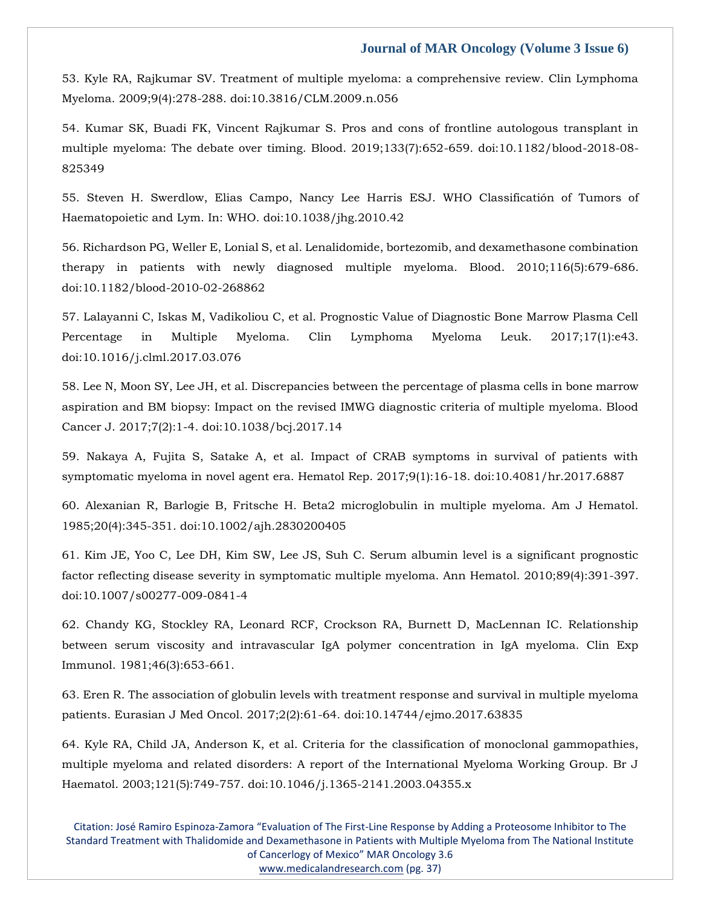53. Kyle RA, Rajkumar SV. Treatment of multiple myeloma: a comprehensive review. Clin Lymphoma Myeloma. 2009;9(4):278-288. doi:10.3816/CLM.2009.n.056

54. Kumar SK, Buadi FK, Vincent Rajkumar S. Pros and cons of frontline autologous transplant in multiple myeloma: The debate over timing. Blood. 2019;133(7):652-659. doi:10.1182/blood-2018-08-825349

55. Steven H. Swerdlow, Elias Campo, Nancy Lee Harris ESJ. WHO Classificatión of Tumors of Haematopoietic and Lym. In: WHO. doi:10.1038/jhg.2010.42

56. Richardson PG, Weller E, Lonial S, et al. Lenalidomide, bortezomib, and dexamethasone combination therapy in patients with newly diagnosed multiple myeloma. Blood. 2010;116(5):679-686. doi:10.1182/blood-2010-02-268862

57. Lalayanni C, Iskas M, Vadikoliou C, et al. Prognostic Value of Diagnostic Bone Marrow Plasma Cell Percentage in Multiple Myeloma. Clin Lymphoma Myeloma Leuk. 2017;17(1):e43. doi:10.1016/j.clml.2017.03.076

58. Lee N, Moon SY, Lee JH, et al. Discrepancies between the percentage of plasma cells in bone marrow aspiration and BM biopsy: Impact on the revised IMWG diagnostic criteria of multiple myeloma. Blood Cancer J. 2017;7(2):1-4. doi:10.1038/bcj.2017.14

59. Nakaya A, Fujita S, Satake A, et al. Impact of CRAB symptoms in survival of patients with symptomatic myeloma in novel agent era. Hematol Rep. 2017;9(1):16-18. doi:10.4081/hr.2017.6887

60. Alexanian R, Barlogie B, Fritsche H. Beta2 microglobulin in multiple myeloma. Am J Hematol. 1985;20(4):345-351. doi:10.1002/ajh.2830200405

61. Kim JE, Yoo C, Lee DH, Kim SW, Lee JS, Suh C. Serum albumin level is a significant prognostic factor reflecting disease severity in symptomatic multiple myeloma. Ann Hematol. 2010;89(4):391-397. doi:10.1007/s00277-009-0841-4

62. Chandy KG, Stockley RA, Leonard RCF, Crockson RA, Burnett D, MacLennan IC. Relationship between serum viscosity and intravascular IgA polymer concentration in IgA myeloma. Clin Exp Immunol. 1981;46(3):653-661.

63. Eren R. The association of globulin levels with treatment response and survival in multiple myeloma patients. Eurasian J Med Oncol. 2017;2(2):61-64. doi:10.14744/ejmo.2017.63835

64. Kyle RA, Child JA, Anderson K, et al. Criteria for the classification of monoclonal gammopathies, multiple myeloma and related disorders: A report of the International Myeloma Working Group. Br J Haematol. 2003;121(5):749-757. doi:10.1046/j.1365-2141.2003.04355.x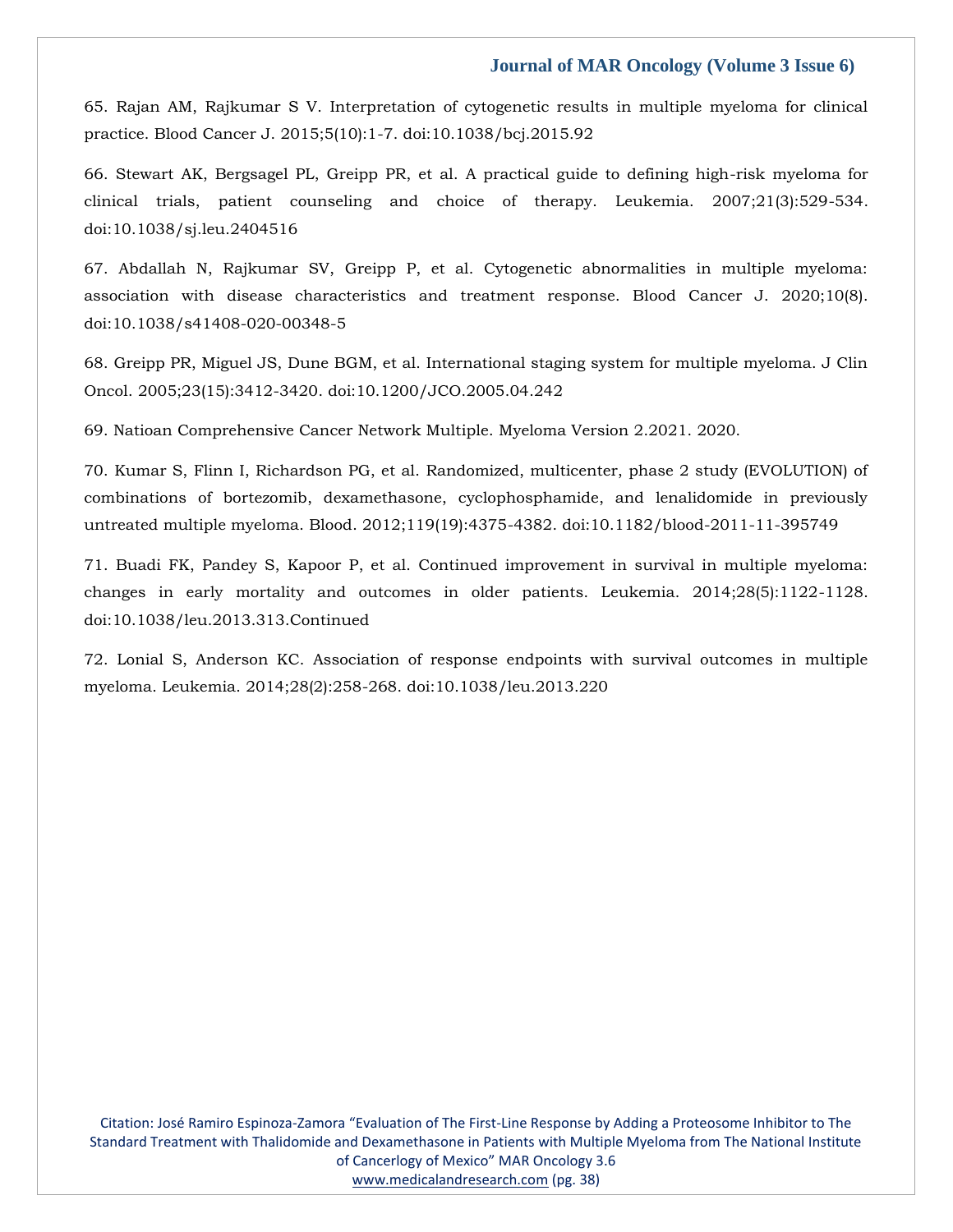65. Rajan AM, Rajkumar S V. Interpretation of cytogenetic results in multiple myeloma for clinical practice. Blood Cancer J. 2015;5(10):1-7. doi:10.1038/bcj.2015.92

66. Stewart AK, Bergsagel PL, Greipp PR, et al. A practical guide to defining high-risk myeloma for clinical trials, patient counseling and choice of therapy. Leukemia. 2007;21(3):529-534. doi:10.1038/sj.leu.2404516

67. Abdallah N, Rajkumar SV, Greipp P, et al. Cytogenetic abnormalities in multiple myeloma: association with disease characteristics and treatment response. Blood Cancer J. 2020;10(8). doi:10.1038/s41408-020-00348-5

68. Greipp PR, Miguel JS, Dune BGM, et al. International staging system for multiple myeloma. J Clin Oncol. 2005;23(15):3412-3420. doi:10.1200/JCO.2005.04.242

69. Natioan Comprehensive Cancer Network Multiple. Myeloma Version 2.2021. 2020.

70. Kumar S, Flinn I, Richardson PG, et al. Randomized, multicenter, phase 2 study (EVOLUTION) of combinations of bortezomib, dexamethasone, cyclophosphamide, and lenalidomide in previously untreated multiple myeloma. Blood. 2012;119(19):4375-4382. doi:10.1182/blood-2011-11-395749

71. Buadi FK, Pandey S, Kapoor P, et al. Continued improvement in survival in multiple myeloma: changes in early mortality and outcomes in older patients. Leukemia. 2014;28(5):1122-1128. doi:10.1038/leu.2013.313.Continued

72. Lonial S, Anderson KC. Association of response endpoints with survival outcomes in multiple myeloma. Leukemia. 2014;28(2):258-268. doi:10.1038/leu.2013.220